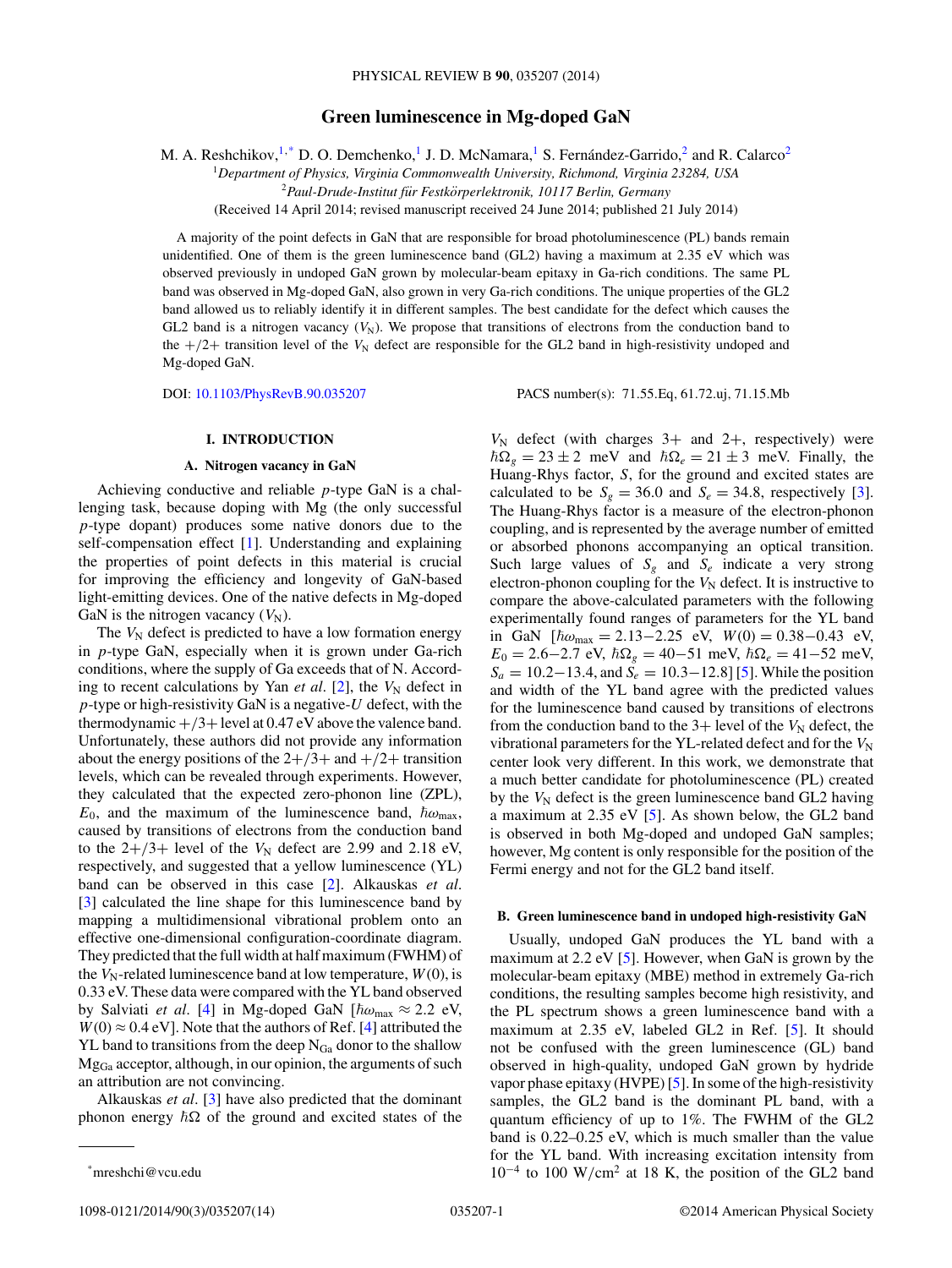# Green luminescence in Mg-doped GaN

M. A. Reshchikov,[1,*] D. O. Demchenko,[1] J. D. McNamara,[1] S. Fernández-Garrido,[2] and R. Calarco[2]

[1]*Department of Physics, Virginia Commonwealth University, Richmond, Virginia 23284, USA*

[2]*Paul-Drude-Institut für Festkörperlektronik, 10117 Berlin, Germany*

(Received 14 April 2014; revised manuscript received 24 June 2014; published 21 July 2014)

A majority of the point defects in GaN that are responsible for broad photoluminescence (PL) bands remain unidentified. One of them is the green luminescence band (GL2) having a maximum at 2.35 eV which was observed previously in undoped GaN grown by molecular-beam epitaxy in Ga-rich conditions. The same PL band was observed in Mg-doped GaN, also grown in very Ga-rich conditions. The unique properties of the GL2 band allowed us to reliably identify it in different samples. The best candidate for the defect which causes the GL2 band is a nitrogen vacancy ($V_N$). We propose that transitions of electrons from the conduction band to the $+/2+$ transition level of the $V_N$ defect are responsible for the GL2 band in high-resistivity undoped and Mg-doped GaN.

DOI: 10.1103/PhysRevB.90.035207 PACS number(s): 71.55.Eq, 61.72.uj, 71.15.Mb

## I. INTRODUCTION

### A. Nitrogen vacancy in GaN

Achieving conductive and reliable $p$-type GaN is a challenging task, because doping with Mg (the only successful $p$-type dopant) produces some native donors due to the self-compensation effect [1]. Understanding and explaining the properties of point defects in this material is crucial for improving the efficiency and longevity of GaN-based light-emitting devices. One of the native defects in Mg-doped GaN is the nitrogen vacancy ($V_N$).

The $V_N$ defect is predicted to have a low formation energy in $p$-type GaN, especially when it is grown under Ga-rich conditions, where the supply of Ga exceeds that of N. According to recent calculations by Yan *et al.* [2], the $V_N$ defect in $p$-type or high-resistivity GaN is a negative-$U$ defect, with the thermodynamic $+/3+$ level at 0.47 eV above the valence band. Unfortunately, these authors did not provide any information about the energy positions of the $2+/3+$ and $+/2+$ transition levels, which can be revealed through experiments. However, they calculated that the expected zero-phonon line (ZPL), $E_0$, and the maximum of the luminescence band, $\hbar\omega_{max}$, caused by transitions of electrons from the conduction band to the $2+/3+$ level of the $V_N$ defect are 2.99 and 2.18 eV, respectively, and suggested that a yellow luminescence (YL) band can be observed in this case [2]. Alkauskas *et al.* [3] calculated the line shape for this luminescence band by mapping a multidimensional vibrational problem onto an effective one-dimensional configuration-coordinate diagram. They predicted that the full width at half maximum (FWHM) of the $V_N$-related luminescence band at low temperature, $W(0)$, is 0.33 eV. These data were compared with the YL band observed by Salviati *et al.* [4] in Mg-doped GaN [$\hbar\omega_{max} \approx 2.2$ eV, $W(0) \approx 0.4$ eV]. Note that the authors of Ref. [4] attributed the YL band to transitions from the deep $N_{Ga}$ donor to the shallow $Mg_{Ga}$ acceptor, although, in our opinion, the arguments of such an attribution are not convincing.

Alkauskas *et al.* [3] have also predicted that the dominant phonon energy $\hbar\Omega$ of the ground and excited states of the $V_N$ defect (with charges 3+ and 2+, respectively) were $\hbar\Omega_g = 23 \pm 2$ meV and $\hbar\Omega_e = 21 \pm 3$ meV. Finally, the Huang-Rhys factor, $S$, for the ground and excited states are calculated to be $S_g = 36.0$ and $S_e = 34.8$, respectively [3]. The Huang-Rhys factor is a measure of the electron-phonon coupling, and is represented by the average number of emitted or absorbed phonons accompanying an optical transition. Such large values of $S_g$ and $S_e$ indicate a very strong electron-phonon coupling for the $V_N$ defect. It is instructive to compare the above-calculated parameters with the following experimentally found ranges of parameters for the YL band in GaN [$\hbar\omega_{max} = 2.13$–$2.25$ eV, $W(0) = 0.38$–$0.43$ eV, $E_0 = 2.6$–$2.7$ eV, $\hbar\Omega_g = 40$–$51$ meV, $\hbar\Omega_e = 41$–$52$ meV, $S_a = 10.2$–$13.4$, and $S_e = 10.3$–$12.8$] [5]. While the position and width of the YL band agree with the predicted values for the luminescence band caused by transitions of electrons from the conduction band to the 3+ level of the $V_N$ defect, the vibrational parameters for the YL-related defect and for the $V_N$ center look very different. In this work, we demonstrate that a much better candidate for photoluminescence (PL) created by the $V_N$ defect is the green luminescence band GL2 having a maximum at 2.35 eV [5]. As shown below, the GL2 band is observed in both Mg-doped and undoped GaN samples; however, Mg content is only responsible for the position of the Fermi energy and not for the GL2 band itself.

### B. Green luminescence band in undoped high-resistivity GaN

Usually, undoped GaN produces the YL band with a maximum at 2.2 eV [5]. However, when GaN is grown by the molecular-beam epitaxy (MBE) method in extremely Ga-rich conditions, the resulting samples become high resistivity, and the PL spectrum shows a green luminescence band with a maximum at 2.35 eV, labeled GL2 in Ref. [5]. It should not be confused with the green luminescence (GL) band observed in high-quality, undoped GaN grown by hydride vapor phase epitaxy (HVPE) [5]. In some of the high-resistivity samples, the GL2 band is the dominant PL band, with a quantum efficiency of up to 1%. The FWHM of the GL2 band is 0.22–0.25 eV, which is much smaller than the value for the YL band. With increasing excitation intensity from $10^{-4}$ to 100 W/cm$^2$ at 18 K, the position of the GL2 band

*mreshchi@vcu.edu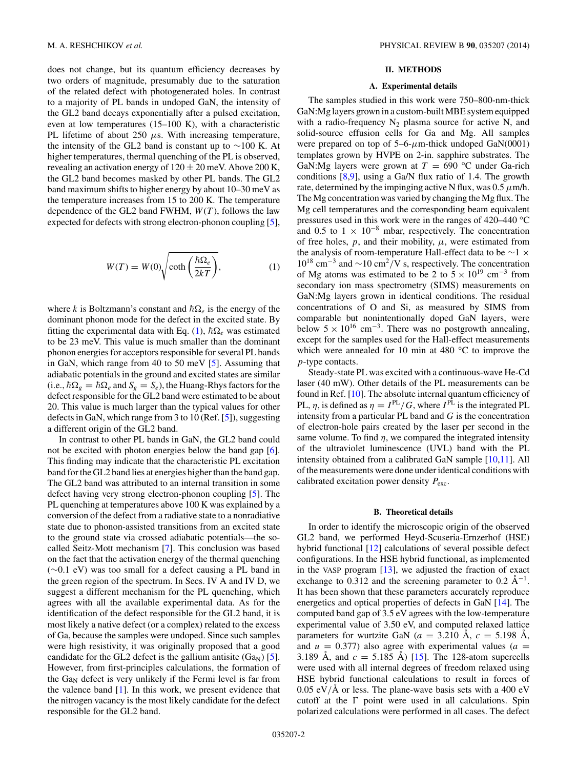does not change, but its quantum efficiency decreases by two orders of magnitude, presumably due to the saturation of the related defect with photogenerated holes. In contrast to a majority of PL bands in undoped GaN, the intensity of the GL2 band decays exponentially after a pulsed excitation, even at low temperatures (15–100 K), with a characteristic PL lifetime of about 250 $\mu$s. With increasing temperature, the intensity of the GL2 band is constant up to $\sim$100 K. At higher temperatures, thermal quenching of the PL is observed, revealing an activation energy of $120 \pm 20$ meV. Above 200 K, the GL2 band becomes masked by other PL bands. The GL2 band maximum shifts to higher energy by about 10–30 meV as the temperature increases from 15 to 200 K. The temperature dependence of the GL2 band FWHM, $W(T)$, follows the law expected for defects with strong electron-phonon coupling [5],

$$W(T) = W(0)\sqrt{\coth\left(\frac{\hbar\Omega_e}{2kT}\right)}, \tag{1}$$

where $k$ is Boltzmann's constant and $\hbar\Omega_e$ is the energy of the dominant phonon mode for the defect in the excited state. By fitting the experimental data with Eq. (1), $\hbar\Omega_e$ was estimated to be 23 meV. This value is much smaller than the dominant phonon energies for acceptors responsible for several PL bands in GaN, which range from 40 to 50 meV [5]. Assuming that adiabatic potentials in the ground and excited states are similar (i.e., $\hbar\Omega_g = \hbar\Omega_e$ and $S_g = S_e$), the Huang-Rhys factors for the defect responsible for the GL2 band were estimated to be about 20. This value is much larger than the typical values for other defects in GaN, which range from 3 to 10 (Ref. [5]), suggesting a different origin of the GL2 band.

In contrast to other PL bands in GaN, the GL2 band could not be excited with photon energies below the band gap [6]. This finding may indicate that the characteristic PL excitation band for the GL2 band lies at energies higher than the band gap. The GL2 band was attributed to an internal transition in some defect having very strong electron-phonon coupling [5]. The PL quenching at temperatures above 100 K was explained by a conversion of the defect from a radiative state to a nonradiative state due to phonon-assisted transitions from an excited state to the ground state via crossed adiabatic potentials—the so-called Seitz-Mott mechanism [7]. This conclusion was based on the fact that the activation energy of the thermal quenching ($\sim$0.1 eV) was too small for a defect causing a PL band in the green region of the spectrum. In Secs. IV A and IV D, we suggest a different mechanism for the PL quenching, which agrees with all the available experimental data. As for the identification of the defect responsible for the GL2 band, it is most likely a native defect (or a complex) related to the excess of Ga, because the samples were undoped. Since such samples were high resistivity, it was originally proposed that a good candidate for the GL2 defect is the gallium antisite ($Ga_N$) [5]. However, from first-principles calculations, the formation of the $Ga_N$ defect is very unlikely if the Fermi level is far from the valence band [1]. In this work, we present evidence that the nitrogen vacancy is the most likely candidate for the defect responsible for the GL2 band.

## II. METHODS

### A. Experimental details

The samples studied in this work were 750–800-nm-thick GaN:Mg layers grown in a custom-built MBE system equipped with a radio-frequency $N_2$ plasma source for active N, and solid-source effusion cells for Ga and Mg. All samples were prepared on top of 5–6-$\mu$m-thick undoped GaN(0001) templates grown by HVPE on 2-in. sapphire substrates. The GaN:Mg layers were grown at $T = 690$ °C under Ga-rich conditions [8,9], using a Ga/N flux ratio of 1.4. The growth rate, determined by the impinging active N flux, was 0.5 $\mu$m/h. The Mg concentration was varied by changing the Mg flux. The Mg cell temperatures and the corresponding beam equivalent pressures used in this work were in the ranges of 420–440 °C and 0.5 to $1 \times 10^{-8}$ mbar, respectively. The concentration of free holes, $p$, and their mobility, $\mu$, were estimated from the analysis of room-temperature Hall-effect data to be $\sim 1 \times 10^{18}$ cm$^{-3}$ and $\sim$10 cm$^2$/V s, respectively. The concentration of Mg atoms was estimated to be 2 to $5 \times 10^{19}$ cm$^{-3}$ from secondary ion mass spectrometry (SIMS) measurements on GaN:Mg layers grown in identical conditions. The residual concentrations of O and Si, as measured by SIMS from comparable but nonintentionally doped GaN layers, were below $5 \times 10^{16}$ cm$^{-3}$. There was no postgrowth annealing, except for the samples used for the Hall-effect measurements which were annealed for 10 min at 480 °C to improve the $p$-type contacts.

Steady-state PL was excited with a continuous-wave He-Cd laser (40 mW). Other details of the PL measurements can be found in Ref. [10]. The absolute internal quantum efficiency of PL, $\eta$, is defined as $\eta = I^{\mathrm{PL}}/G$, where $I^{\mathrm{PL}}$ is the integrated PL intensity from a particular PL band and $G$ is the concentration of electron-hole pairs created by the laser per second in the same volume. To find $\eta$, we compared the integrated intensity of the ultraviolet luminescence (UVL) band with the PL intensity obtained from a calibrated GaN sample [10,11]. All of the measurements were done under identical conditions with calibrated excitation power density $P_{\mathrm{exc}}$.

### B. Theoretical details

In order to identify the microscopic origin of the observed GL2 band, we performed Heyd-Scuseria-Ernzerhof (HSE) hybrid functional [12] calculations of several possible defect configurations. In the HSE hybrid functional, as implemented in the VASP program [13], we adjusted the fraction of exact exchange to 0.312 and the screening parameter to 0.2 Å$^{-1}$. It has been shown that these parameters accurately reproduce energetics and optical properties of defects in GaN [14]. The computed band gap of 3.5 eV agrees with the low-temperature experimental value of 3.50 eV, and computed relaxed lattice parameters for wurtzite GaN ($a = 3.210$ Å, $c = 5.198$ Å, and $u = 0.377$) also agree with experimental values ($a = 3.189$ Å, and $c = 5.185$ Å) [15]. The 128-atom supercells were used with all internal degrees of freedom relaxed using HSE hybrid functional calculations to result in forces of 0.05 eV/Å or less. The plane-wave basis sets with a 400 eV cutoff at the $\Gamma$ point were used in all calculations. Spin polarized calculations were performed in all cases. The defect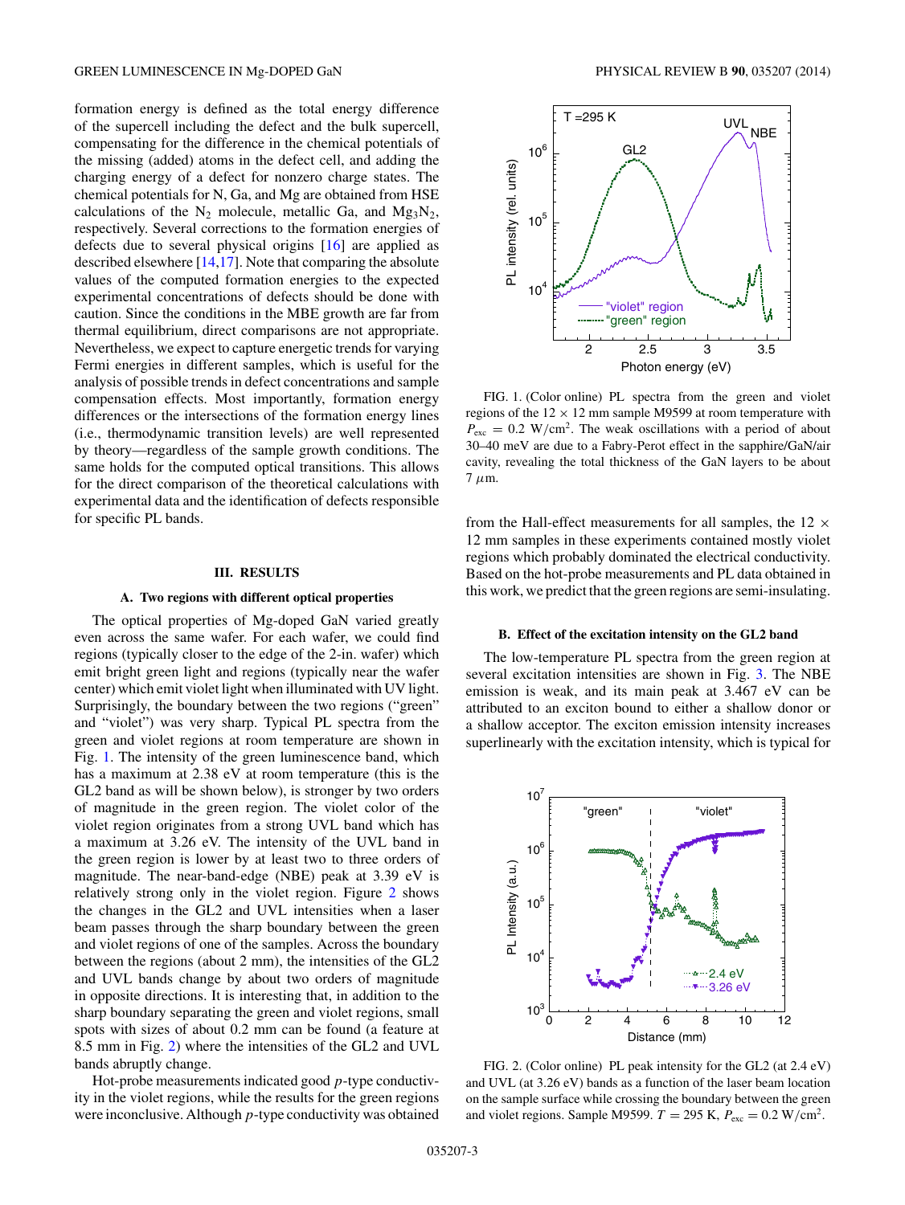formation energy is defined as the total energy difference of the supercell including the defect and the bulk supercell, compensating for the difference in the chemical potentials of the missing (added) atoms in the defect cell, and adding the charging energy of a defect for nonzero charge states. The chemical potentials for N, Ga, and Mg are obtained from HSE calculations of the $N_2$ molecule, metallic Ga, and $Mg_3N_2$, respectively. Several corrections to the formation energies of defects due to several physical origins [16] are applied as described elsewhere [14,17]. Note that comparing the absolute values of the computed formation energies to the expected experimental concentrations of defects should be done with caution. Since the conditions in the MBE growth are far from thermal equilibrium, direct comparisons are not appropriate. Nevertheless, we expect to capture energetic trends for varying Fermi energies in different samples, which is useful for the analysis of possible trends in defect concentrations and sample compensation effects. Most importantly, formation energy differences or the intersections of the formation energy lines (i.e., thermodynamic transition levels) are well represented by theory—regardless of the sample growth conditions. The same holds for the computed optical transitions. This allows for the direct comparison of the theoretical calculations with experimental data and the identification of defects responsible for specific PL bands.

## III. RESULTS

### A. Two regions with different optical properties

The optical properties of Mg-doped GaN varied greatly even across the same wafer. For each wafer, we could find regions (typically closer to the edge of the 2-in. wafer) which emit bright green light and regions (typically near the wafer center) which emit violet light when illuminated with UV light. Surprisingly, the boundary between the two regions ("green" and "violet") was very sharp. Typical PL spectra from the green and violet regions at room temperature are shown in Fig. 1. The intensity of the green luminescence band, which has a maximum at 2.38 eV at room temperature (this is the GL2 band as will be shown below), is stronger by two orders of magnitude in the green region. The violet color of the violet region originates from a strong UVL band which has a maximum at 3.26 eV. The intensity of the UVL band in the green region is lower by at least two to three orders of magnitude. The near-band-edge (NBE) peak at 3.39 eV is relatively strong only in the violet region. Figure 2 shows the changes in the GL2 and UVL intensities when a laser beam passes through the sharp boundary between the green and violet regions of one of the samples. Across the boundary between the regions (about 2 mm), the intensities of the GL2 and UVL bands change by about two orders of magnitude in opposite directions. It is interesting that, in addition to the sharp boundary separating the green and violet regions, small spots with sizes of about 0.2 mm can be found (a feature at 8.5 mm in Fig. 2) where the intensities of the GL2 and UVL bands abruptly change.

Hot-probe measurements indicated good *p*-type conductivity in the violet regions, while the results for the green regions were inconclusive. Although *p*-type conductivity was obtained from the Hall-effect measurements for all samples, the 12 × 12 mm samples in these experiments contained mostly violet regions which probably dominated the electrical conductivity. Based on the hot-probe measurements and PL data obtained in this work, we predict that the green regions are semi-insulating.

T =295 K
GL2
UVL
NBE
PL intensity (rel. units)
Photon energy (eV)
"violet" region
"green" region

FIG. 1. (Color online) PL spectra from the green and violet regions of the 12 × 12 mm sample M9599 at room temperature with $P_{exc} = 0.2$ W/cm$^2$. The weak oscillations with a period of about 30–40 meV are due to a Fabry-Perot effect in the sapphire/GaN/air cavity, revealing the total thickness of the GaN layers to be about 7 $\mu$m.

### B. Effect of the excitation intensity on the GL2 band

The low-temperature PL spectra from the green region at several excitation intensities are shown in Fig. 3. The NBE emission is weak, and its main peak at 3.467 eV can be attributed to an exciton bound to either a shallow donor or a shallow acceptor. The exciton emission intensity increases superlinearly with the excitation intensity, which is typical for

"green"
"violet"
PL Intensity (a.u.)
Distance (mm)
2.4 eV
3.26 eV

FIG. 2. (Color online) PL peak intensity for the GL2 (at 2.4 eV) and UVL (at 3.26 eV) bands as a function of the laser beam location on the sample surface while crossing the boundary between the green and violet regions. Sample M9599. $T = 295$ K, $P_{exc} = 0.2$ W/cm$^2$.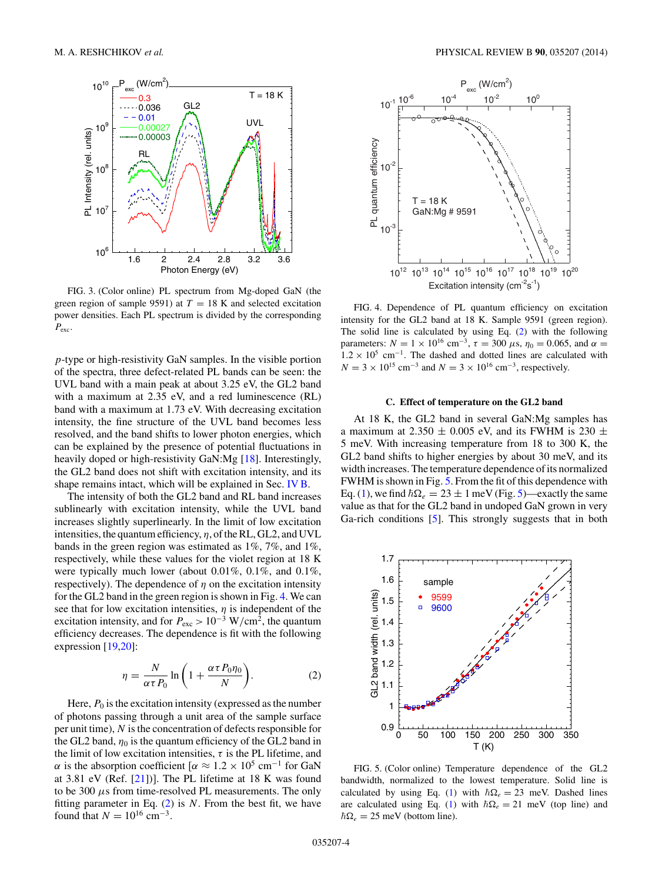FIG. 3. (Color online) PL spectrum from Mg-doped GaN (the green region of sample 9591) at $T = 18$ K and selected excitation power densities. Each PL spectrum is divided by the corresponding $P_{exc}$.

FIG. 4. Dependence of PL quantum efficiency on excitation intensity for the GL2 band at 18 K. Sample 9591 (green region). The solid line is calculated by using Eq. (2) with the following parameters: $N = 1 \times 10^{16}$ cm$^{-3}$, $\tau = 300$ $\mu$s, $\eta_0 = 0.065$, and $\alpha = 1.2 \times 10^5$ cm$^{-1}$. The dashed and dotted lines are calculated with $N = 3 \times 10^{15}$ cm$^{-3}$ and $N = 3 \times 10^{16}$ cm$^{-3}$, respectively.

$p$-type or high-resistivity GaN samples. In the visible portion of the spectra, three defect-related PL bands can be seen: the UVL band with a main peak at about 3.25 eV, the GL2 band with a maximum at 2.35 eV, and a red luminescence (RL) band with a maximum at 1.73 eV. With decreasing excitation intensity, the fine structure of the UVL band becomes less resolved, and the band shifts to lower photon energies, which can be explained by the presence of potential fluctuations in heavily doped or high-resistivity GaN:Mg [18]. Interestingly, the GL2 band does not shift with excitation intensity, and its shape remains intact, which will be explained in Sec. IV B.

The intensity of both the GL2 band and RL band increases sublinearly with excitation intensity, while the UVL band increases slightly superlinearly. In the limit of low excitation intensities, the quantum efficiency, $\eta$, of the RL, GL2, and UVL bands in the green region was estimated as 1%, 7%, and 1%, respectively, while these values for the violet region at 18 K were typically much lower (about 0.01%, 0.1%, and 0.1%, respectively). The dependence of $\eta$ on the excitation intensity for the GL2 band in the green region is shown in Fig. 4. We can see that for low excitation intensities, $\eta$ is independent of the excitation intensity, and for $P_{exc} > 10^{-3}$ W/cm$^2$, the quantum efficiency decreases. The dependence is fit with the following expression [19,20]:

$$\eta = \frac{N}{\alpha \tau P_0} \ln\left(1 + \frac{\alpha \tau P_0 \eta_0}{N}\right). \tag{2}$$

Here, $P_0$ is the excitation intensity (expressed as the number of photons passing through a unit area of the sample surface per unit time), $N$ is the concentration of defects responsible for the GL2 band, $\eta_0$ is the quantum efficiency of the GL2 band in the limit of low excitation intensities, $\tau$ is the PL lifetime, and $\alpha$ is the absorption coefficient [$\alpha \approx 1.2 \times 10^5$ cm$^{-1}$ for GaN at 3.81 eV (Ref. [21])]. The PL lifetime at 18 K was found to be 300 $\mu$s from time-resolved PL measurements. The only fitting parameter in Eq. (2) is $N$. From the best fit, we have found that $N = 10^{16}$ cm$^{-3}$.

### C. Effect of temperature on the GL2 band

At 18 K, the GL2 band in several GaN:Mg samples has a maximum at 2.350 ± 0.005 eV, and its FWHM is 230 ± 5 meV. With increasing temperature from 18 to 300 K, the GL2 band shifts to higher energies by about 30 meV, and its width increases. The temperature dependence of its normalized FWHM is shown in Fig. 5. From the fit of this dependence with Eq. (1), we find $\hbar\Omega_e = 23 \pm 1$ meV (Fig. 5)—exactly the same value as that for the GL2 band in undoped GaN grown in very Ga-rich conditions [5]. This strongly suggests that in both

FIG. 5. (Color online) Temperature dependence of the GL2 bandwidth, normalized to the lowest temperature. Solid line is calculated by using Eq. (1) with $\hbar\Omega_e = 23$ meV. Dashed lines are calculated using Eq. (1) with $\hbar\Omega_e = 21$ meV (top line) and $\hbar\Omega_e = 25$ meV (bottom line).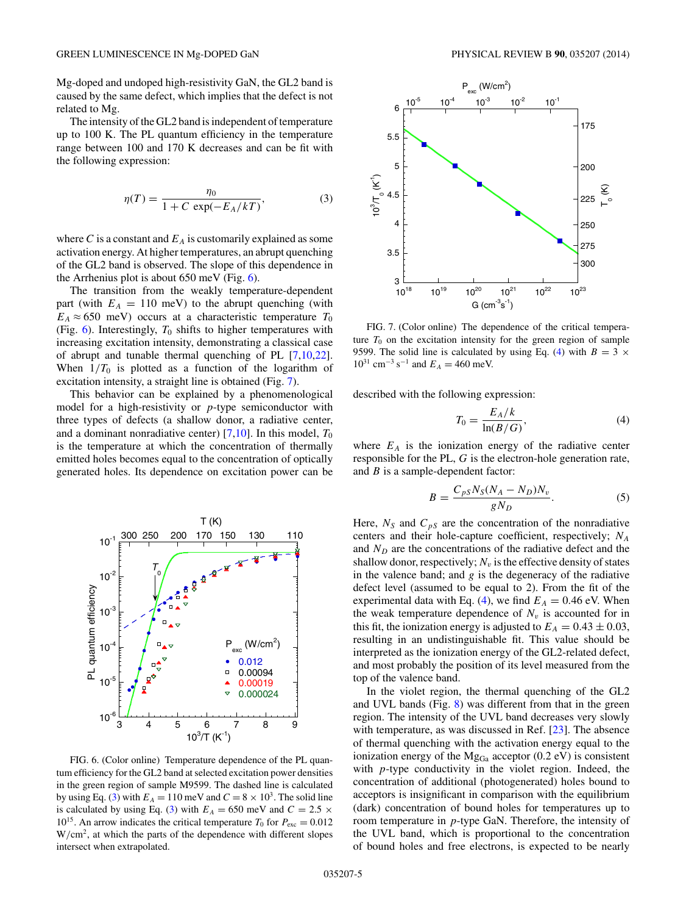Mg-doped and undoped high-resistivity GaN, the GL2 band is caused by the same defect, which implies that the defect is not related to Mg.

The intensity of the GL2 band is independent of temperature up to 100 K. The PL quantum efficiency in the temperature range between 100 and 170 K decreases and can be fit with the following expression:

$$\eta(T) = \frac{\eta_0}{1 + C\,\exp(-E_A/kT)}, \quad (3)$$

where $C$ is a constant and $E_A$ is customarily explained as some activation energy. At higher temperatures, an abrupt quenching of the GL2 band is observed. The slope of this dependence in the Arrhenius plot is about 650 meV (Fig. 6).

The transition from the weakly temperature-dependent part (with $E_A = 110$ meV) to the abrupt quenching (with $E_A \approx 650$ meV) occurs at a characteristic temperature $T_0$ (Fig. 6). Interestingly, $T_0$ shifts to higher temperatures with increasing excitation intensity, demonstrating a classical case of abrupt and tunable thermal quenching of PL [7,10,22]. When $1/T_0$ is plotted as a function of the logarithm of excitation intensity, a straight line is obtained (Fig. 7).

This behavior can be explained by a phenomenological model for a high-resistivity or $p$-type semiconductor with three types of defects (a shallow donor, a radiative center, and a dominant nonradiative center) [7,10]. In this model, $T_0$ is the temperature at which the concentration of thermally emitted holes becomes equal to the concentration of optically generated holes. Its dependence on excitation power can be

FIG. 6. (Color online) Temperature dependence of the PL quantum efficiency for the GL2 band at selected excitation power densities in the green region of sample M9599. The dashed line is calculated by using Eq. (3) with $E_A = 110$ meV and $C = 8 \times 10^3$. The solid line is calculated by using Eq. (3) with $E_A = 650$ meV and $C = 2.5 \times 10^{15}$. An arrow indicates the critical temperature $T_0$ for $P_{exc} = 0.012$ W/cm$^2$, at which the parts of the dependence with different slopes intersect when extrapolated.

FIG. 7. (Color online) The dependence of the critical temperature $T_0$ on the excitation intensity for the green region of sample 9599. The solid line is calculated by using Eq. (4) with $B = 3 \times 10^{31}$ cm$^{-3}$ s$^{-1}$ and $E_A = 460$ meV.

described with the following expression:

$$T_0 = \frac{E_A/k}{\ln(B/G)}, \quad (4)$$

where $E_A$ is the ionization energy of the radiative center responsible for the PL, $G$ is the electron-hole generation rate, and $B$ is a sample-dependent factor:

$$B = \frac{C_{pS} N_S (N_A - N_D) N_v}{g N_D}. \quad (5)$$

Here, $N_S$ and $C_{pS}$ are the concentration of the nonradiative centers and their hole-capture coefficient, respectively; $N_A$ and $N_D$ are the concentrations of the radiative defect and the shallow donor, respectively; $N_v$ is the effective density of states in the valence band; and $g$ is the degeneracy of the radiative defect level (assumed to be equal to 2). From the fit of the experimental data with Eq. (4), we find $E_A = 0.46$ eV. When the weak temperature dependence of $N_v$ is accounted for in this fit, the ionization energy is adjusted to $E_A = 0.43 \pm 0.03$, resulting in an undistinguishable fit. This value should be interpreted as the ionization energy of the GL2-related defect, and most probably the position of its level measured from the top of the valence band.

In the violet region, the thermal quenching of the GL2 and UVL bands (Fig. 8) was different from that in the green region. The intensity of the UVL band decreases very slowly with temperature, as was discussed in Ref. [23]. The absence of thermal quenching with the activation energy equal to the ionization energy of the $Mg_{Ga}$ acceptor (0.2 eV) is consistent with $p$-type conductivity in the violet region. Indeed, the concentration of additional (photogenerated) holes bound to acceptors is insignificant in comparison with the equilibrium (dark) concentration of bound holes for temperatures up to room temperature in $p$-type GaN. Therefore, the intensity of the UVL band, which is proportional to the concentration of bound holes and free electrons, is expected to be nearly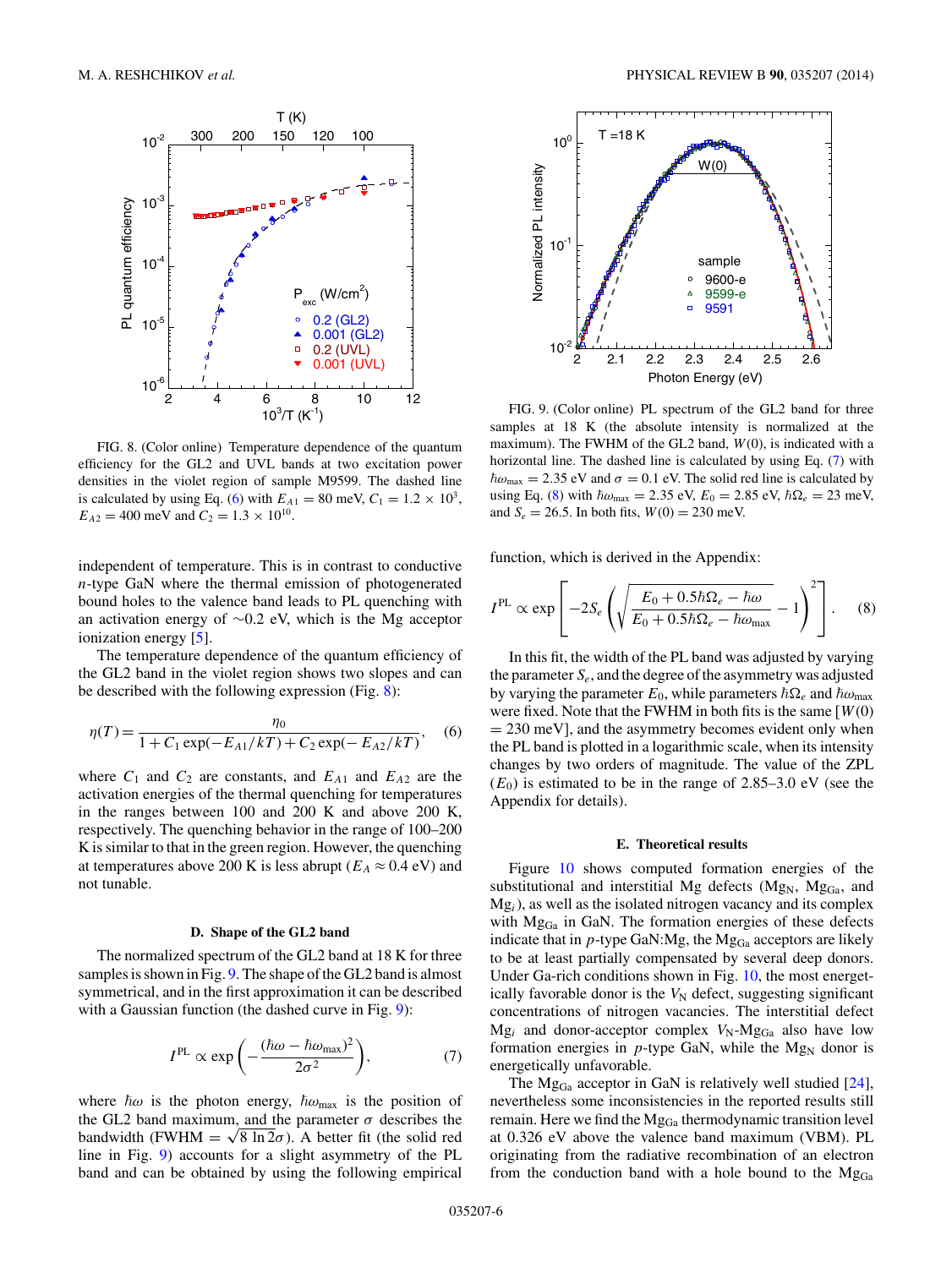FIG. 8. (Color online) Temperature dependence of the quantum efficiency for the GL2 and UVL bands at two excitation power densities in the violet region of sample M9599. The dashed line is calculated by using Eq. (6) with $E_{A1} = 80$ meV, $C_1 = 1.2 \times 10^3$, $E_{A2} = 400$ meV and $C_2 = 1.3 \times 10^{10}$.

independent of temperature. This is in contrast to conductive $n$-type GaN where the thermal emission of photogenerated bound holes to the valence band leads to PL quenching with an activation energy of $\sim$0.2 eV, which is the Mg acceptor ionization energy [5].

The temperature dependence of the quantum efficiency of the GL2 band in the violet region shows two slopes and can be described with the following expression (Fig. 8):

$$\eta(T) = \frac{\eta_0}{1 + C_1 \exp(-E_{A1}/kT) + C_2 \exp(-E_{A2}/kT)}, \quad (6)$$

where $C_1$ and $C_2$ are constants, and $E_{A1}$ and $E_{A2}$ are the activation energies of the thermal quenching for temperatures in the ranges between 100 and 200 K and above 200 K, respectively. The quenching behavior in the range of 100–200 K is similar to that in the green region. However, the quenching at temperatures above 200 K is less abrupt ($E_A \approx 0.4$ eV) and not tunable.

### D. Shape of the GL2 band

The normalized spectrum of the GL2 band at 18 K for three samples is shown in Fig. 9. The shape of the GL2 band is almost symmetrical, and in the first approximation it can be described with a Gaussian function (the dashed curve in Fig. 9):

$$I^{\mathrm{PL}} \propto \exp\left(-\frac{(\hbar\omega - \hbar\omega_{\max})^2}{2\sigma^2}\right), \quad (7)$$

where $\hbar\omega$ is the photon energy, $\hbar\omega_{\max}$ is the position of the GL2 band maximum, and the parameter $\sigma$ describes the bandwidth (FWHM $= \sqrt{8\ln 2}\sigma$). A better fit (the solid red line in Fig. 9) accounts for a slight asymmetry of the PL band and can be obtained by using the following empirical function, which is derived in the Appendix:

$$I^{\mathrm{PL}} \propto \exp\left[-2S_e\left(\sqrt{\frac{E_0 + 0.5\hbar\Omega_e - \hbar\omega}{E_0 + 0.5\hbar\Omega_e - \hbar\omega_{\max}}} - 1\right)^2\right]. \quad (8)$$

In this fit, the width of the PL band was adjusted by varying the parameter $S_e$, and the degree of the asymmetry was adjusted by varying the parameter $E_0$, while parameters $\hbar\Omega_e$ and $\hbar\omega_{\max}$ were fixed. Note that the FWHM in both fits is the same [$W(0)$ = 230 meV], and the asymmetry becomes evident only when the PL band is plotted in a logarithmic scale, when its intensity changes by two orders of magnitude. The value of the ZPL ($E_0$) is estimated to be in the range of 2.85–3.0 eV (see the Appendix for details).

FIG. 9. (Color online) PL spectrum of the GL2 band for three samples at 18 K (the absolute intensity is normalized at the maximum). The FWHM of the GL2 band, $W(0)$, is indicated with a horizontal line. The dashed line is calculated by using Eq. (7) with $\hbar\omega_{\max} = 2.35$ eV and $\sigma = 0.1$ eV. The solid red line is calculated by using Eq. (8) with $\hbar\omega_{\max} = 2.35$ eV, $E_0 = 2.85$ eV, $\hbar\Omega_e = 23$ meV, and $S_e = 26.5$. In both fits, $W(0) = 230$ meV.

### E. Theoretical results

Figure 10 shows computed formation energies of the substitutional and interstitial Mg defects ($\mathrm{Mg_N}$, $\mathrm{Mg_{Ga}}$, and $\mathrm{Mg}_i$), as well as the isolated nitrogen vacancy and its complex with $\mathrm{Mg_{Ga}}$ in GaN. The formation energies of these defects indicate that in $p$-type GaN:Mg, the $\mathrm{Mg_{Ga}}$ acceptors are likely to be at least partially compensated by several deep donors. Under Ga-rich conditions shown in Fig. 10, the most energetically favorable donor is the $V_{\mathrm{N}}$ defect, suggesting significant concentrations of nitrogen vacancies. The interstitial defect $\mathrm{Mg}_i$ and donor-acceptor complex $V_{\mathrm{N}}$-$\mathrm{Mg_{Ga}}$ also have low formation energies in $p$-type GaN, while the $\mathrm{Mg_N}$ donor is energetically unfavorable.

The $\mathrm{Mg_{Ga}}$ acceptor in GaN is relatively well studied [24], nevertheless some inconsistencies in the reported results still remain. Here we find the $\mathrm{Mg_{Ga}}$ thermodynamic transition level at 0.326 eV above the valence band maximum (VBM). PL originating from the radiative recombination of an electron from the conduction band with a hole bound to the $\mathrm{Mg_{Ga}}$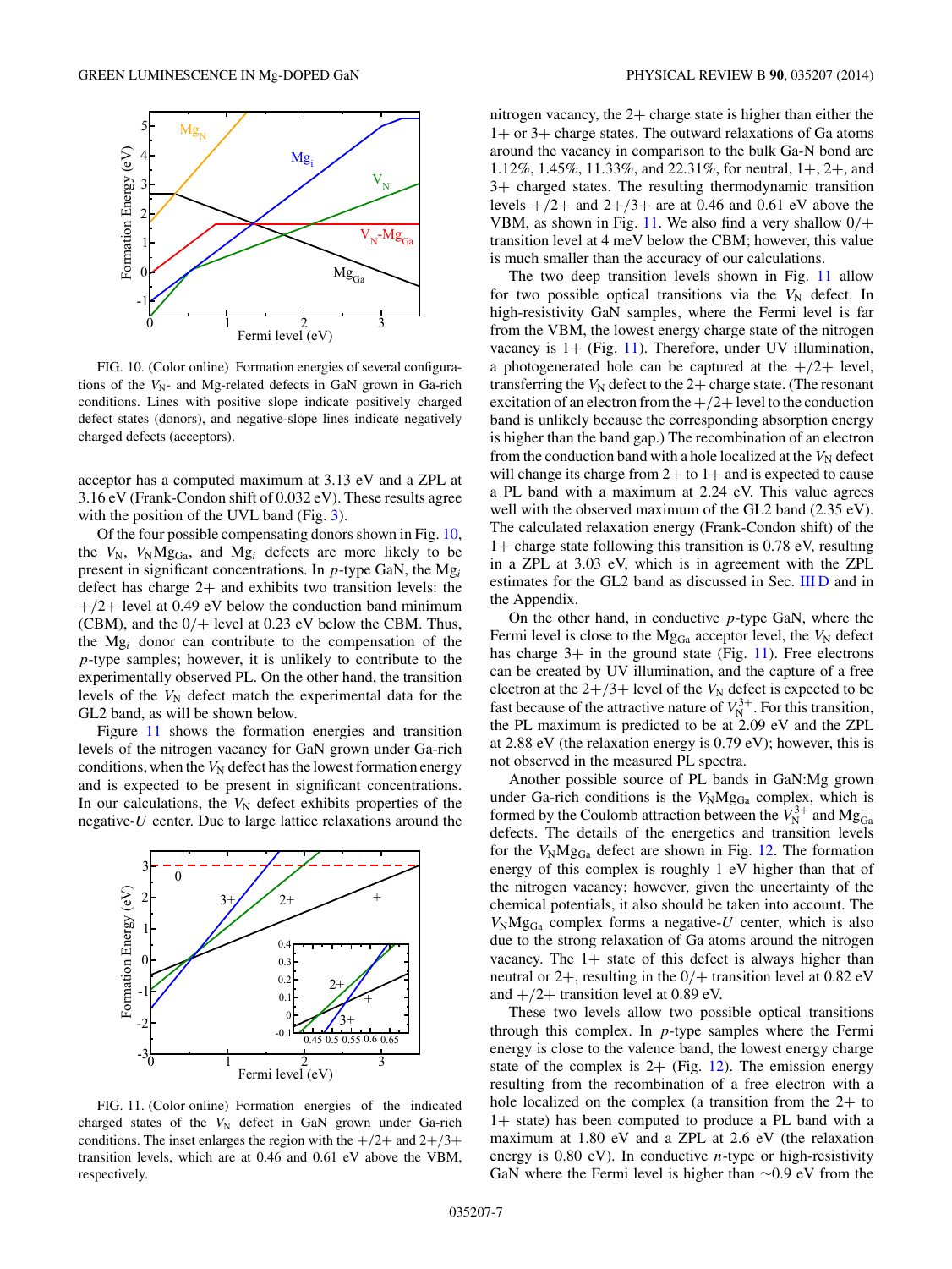FIG. 10. (Color online) Formation energies of several configurations of the $V_N$- and Mg-related defects in GaN grown in Ga-rich conditions. Lines with positive slope indicate positively charged defect states (donors), and negative-slope lines indicate negatively charged defects (acceptors).

acceptor has a computed maximum at 3.13 eV and a ZPL at 3.16 eV (Frank-Condon shift of 0.032 eV). These results agree with the position of the UVL band (Fig. 3).

Of the four possible compensating donors shown in Fig. 10, the $V_N$, $V_N Mg_{Ga}$, and $Mg_i$ defects are more likely to be present in significant concentrations. In *p*-type GaN, the $Mg_i$ defect has charge 2+ and exhibits two transition levels: the $+/2+$ level at 0.49 eV below the conduction band minimum (CBM), and the $0/+$ level at 0.23 eV below the CBM. Thus, the $Mg_i$ donor can contribute to the compensation of the *p*-type samples; however, it is unlikely to contribute to the experimentally observed PL. On the other hand, the transition levels of the $V_N$ defect match the experimental data for the GL2 band, as will be shown below.

Figure 11 shows the formation energies and transition levels of the nitrogen vacancy for GaN grown under Ga-rich conditions, when the $V_N$ defect has the lowest formation energy and is expected to be present in significant concentrations. In our calculations, the $V_N$ defect exhibits properties of the negative-*U* center. Due to large lattice relaxations around the nitrogen vacancy, the 2+ charge state is higher than either the 1+ or 3+ charge states. The outward relaxations of Ga atoms around the vacancy in comparison to the bulk Ga-N bond are 1.12%, 1.45%, 11.33%, and 22.31%, for neutral, 1+, 2+, and 3+ charged states. The resulting thermodynamic transition levels $+/2+$ and $2+/3+$ are at 0.46 and 0.61 eV above the VBM, as shown in Fig. 11. We also find a very shallow $0/+$ transition level at 4 meV below the CBM; however, this value is much smaller than the accuracy of our calculations.

FIG. 11. (Color online) Formation energies of the indicated charged states of the $V_N$ defect in GaN grown under Ga-rich conditions. The inset enlarges the region with the $+/2+$ and $2+/3+$ transition levels, which are at 0.46 and 0.61 eV above the VBM, respectively.

The two deep transition levels shown in Fig. 11 allow for two possible optical transitions via the $V_N$ defect. In high-resistivity GaN samples, where the Fermi level is far from the VBM, the lowest energy charge state of the nitrogen vacancy is 1+ (Fig. 11). Therefore, under UV illumination, a photogenerated hole can be captured at the $+/2+$ level, transferring the $V_N$ defect to the 2+ charge state. (The resonant excitation of an electron from the $+/2+$ level to the conduction band is unlikely because the corresponding absorption energy is higher than the band gap.) The recombination of an electron from the conduction band with a hole localized at the $V_N$ defect will change its charge from 2+ to 1+ and is expected to cause a PL band with a maximum at 2.24 eV. This value agrees well with the observed maximum of the GL2 band (2.35 eV). The calculated relaxation energy (Frank-Condon shift) of the 1+ charge state following this transition is 0.78 eV, resulting in a ZPL at 3.03 eV, which is in agreement with the ZPL estimates for the GL2 band as discussed in Sec. III D and in the Appendix.

On the other hand, in conductive *p*-type GaN, where the Fermi level is close to the $Mg_{Ga}$ acceptor level, the $V_N$ defect has charge 3+ in the ground state (Fig. 11). Free electrons can be created by UV illumination, and the capture of a free electron at the $2+/3+$ level of the $V_N$ defect is expected to be fast because of the attractive nature of $V_N^{3+}$. For this transition, the PL maximum is predicted to be at 2.09 eV and the ZPL at 2.88 eV (the relaxation energy is 0.79 eV); however, this is not observed in the measured PL spectra.

Another possible source of PL bands in GaN:Mg grown under Ga-rich conditions is the $V_N Mg_{Ga}$ complex, which is formed by the Coulomb attraction between the $V_N^{3+}$ and $Mg_{Ga}^-$ defects. The details of the energetics and transition levels for the $V_N Mg_{Ga}$ defect are shown in Fig. 12. The formation energy of this complex is roughly 1 eV higher than that of the nitrogen vacancy; however, given the uncertainty of the chemical potentials, it also should be taken into account. The $V_N Mg_{Ga}$ complex forms a negative-*U* center, which is also due to the strong relaxation of Ga atoms around the nitrogen vacancy. The 1+ state of this defect is always higher than neutral or 2+, resulting in the $0/+$ transition level at 0.82 eV and $+/2+$ transition level at 0.89 eV.

These two levels allow two possible optical transitions through this complex. In *p*-type samples where the Fermi energy is close to the valence band, the lowest energy charge state of the complex is 2+ (Fig. 12). The emission energy resulting from the recombination of a free electron with a hole localized on the complex (a transition from the 2+ to 1+ state) has been computed to produce a PL band with a maximum at 1.80 eV and a ZPL at 2.6 eV (the relaxation energy is 0.80 eV). In conductive *n*-type or high-resistivity GaN where the Fermi level is higher than ~0.9 eV from the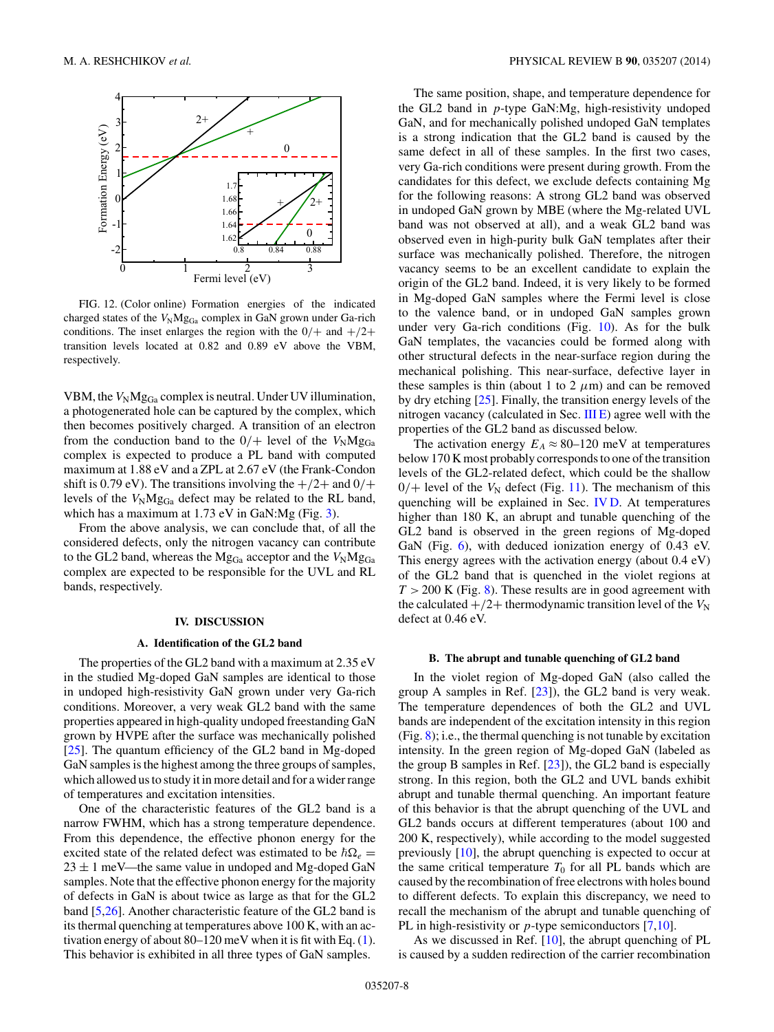FIG. 12. (Color online) Formation energies of the indicated charged states of the $V_N Mg_{Ga}$ complex in GaN grown under Ga-rich conditions. The inset enlarges the region with the $0/+$ and $+/2+$ transition levels located at 0.82 and 0.89 eV above the VBM, respectively.

VBM, the $V_N Mg_{Ga}$ complex is neutral. Under UV illumination, a photogenerated hole can be captured by the complex, which then becomes positively charged. A transition of an electron from the conduction band to the $0/+$ level of the $V_N Mg_{Ga}$ complex is expected to produce a PL band with computed maximum at 1.88 eV and a ZPL at 2.67 eV (the Franck-Condon shift is 0.79 eV). The transitions involving the $+/2+$ and $0/+$ levels of the $V_N Mg_{Ga}$ defect may be related to the RL band, which has a maximum at 1.73 eV in GaN:Mg (Fig. 3).

From the above analysis, we can conclude that, of all the considered defects, only the nitrogen vacancy can contribute to the GL2 band, whereas the $Mg_{Ga}$ acceptor and the $V_N Mg_{Ga}$ complex are expected to be responsible for the UVL and RL bands, respectively.

## IV. DISCUSSION

### A. Identification of the GL2 band

The properties of the GL2 band with a maximum at 2.35 eV in the studied Mg-doped GaN samples are identical to those in undoped high-resistivity GaN grown under very Ga-rich conditions. Moreover, a very weak GL2 band with the same properties appeared in high-quality undoped freestanding GaN grown by HVPE after the surface was mechanically polished [25]. The quantum efficiency of the GL2 band in Mg-doped GaN samples is the highest among the three groups of samples, which allowed us to study it in more detail and for a wider range of temperatures and excitation intensities.

One of the characteristic features of the GL2 band is a narrow FWHM, which has a strong temperature dependence. From this dependence, the effective phonon energy for the excited state of the related defect was estimated to be $\hbar\Omega_e = 23 \pm 1$ meV—the same value in undoped and Mg-doped GaN samples. Note that the effective phonon energy for the majority of defects in GaN is about twice as large as that for the GL2 band [5,26]. Another characteristic feature of the GL2 band is its thermal quenching at temperatures above 100 K, with an activation energy of about 80–120 meV when it is fit with Eq. (1). This behavior is exhibited in all three types of GaN samples.

The same position, shape, and temperature dependence for the GL2 band in *p*-type GaN:Mg, high-resistivity undoped GaN, and for mechanically polished undoped GaN templates is a strong indication that the GL2 band is caused by the same defect in all of these samples. In the first two cases, very Ga-rich conditions were present during growth. From the candidates for this defect, we exclude defects containing Mg for the following reasons: A strong GL2 band was observed in undoped GaN grown by MBE (where the Mg-related UVL band was not observed at all), and a weak GL2 band was observed even in high-purity bulk GaN templates after their surface was mechanically polished. Therefore, the nitrogen vacancy seems to be an excellent candidate to explain the origin of the GL2 band. Indeed, it is very likely to be formed in Mg-doped GaN samples where the Fermi level is close to the valence band, or in undoped GaN samples grown under very Ga-rich conditions (Fig. 10). As for the bulk GaN templates, the vacancies could be formed along with other structural defects in the near-surface region during the mechanical polishing. This near-surface, defective layer in these samples is thin (about 1 to 2 $\mu$m) and can be removed by dry etching [25]. Finally, the transition energy levels of the nitrogen vacancy (calculated in Sec. III E) agree well with the properties of the GL2 band as discussed below.

The activation energy $E_A \approx 80$–120 meV at temperatures below 170 K most probably corresponds to one of the transition levels of the GL2-related defect, which could be the shallow $0/+$ level of the $V_N$ defect (Fig. 11). The mechanism of this quenching will be explained in Sec. IV D. At temperatures higher than 180 K, an abrupt and tunable quenching of the GL2 band is observed in the green regions of Mg-doped GaN (Fig. 6), with deduced ionization energy of 0.43 eV. This energy agrees with the activation energy (about 0.4 eV) of the GL2 band that is quenched in the violet regions at $T > 200$ K (Fig. 8). These results are in good agreement with the calculated $+/2+$ thermodynamic transition level of the $V_N$ defect at 0.46 eV.

### B. The abrupt and tunable quenching of GL2 band

In the violet region of Mg-doped GaN (also called the group A samples in Ref. [23]), the GL2 band is very weak. The temperature dependences of both the GL2 and UVL bands are independent of the excitation intensity in this region (Fig. 8); i.e., the thermal quenching is not tunable by excitation intensity. In the green region of Mg-doped GaN (labeled as the group B samples in Ref. [23]), the GL2 band is especially strong. In this region, both the GL2 and UVL bands exhibit abrupt and tunable thermal quenching. An important feature of this behavior is that the abrupt quenching of the UVL and GL2 bands occurs at different temperatures (about 100 and 200 K, respectively), while according to the model suggested previously [10], the abrupt quenching is expected to occur at the same critical temperature $T_0$ for all PL bands which are caused by the recombination of free electrons with holes bound to different defects. To explain this discrepancy, we need to recall the mechanism of the abrupt and tunable quenching of PL in high-resistivity or *p*-type semiconductors [7,10].

As we discussed in Ref. [10], the abrupt quenching of PL is caused by a sudden redirection of the carrier recombination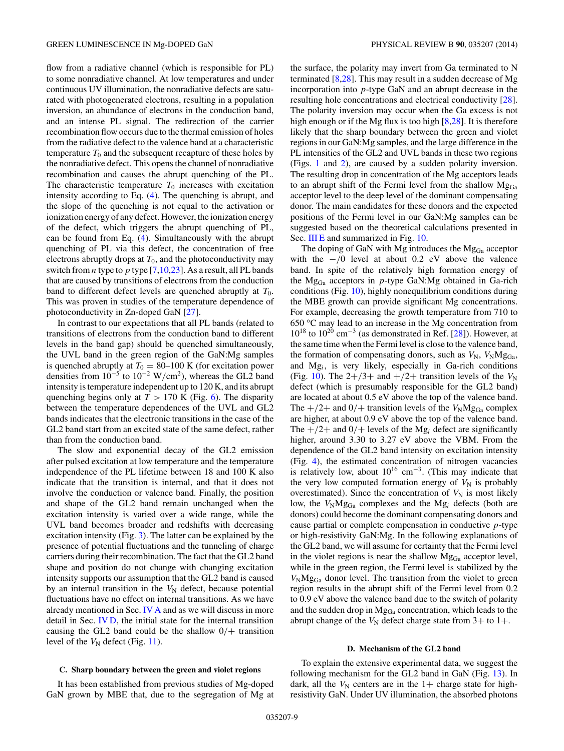flow from a radiative channel (which is responsible for PL) to some nonradiative channel. At low temperatures and under continuous UV illumination, the nonradiative defects are saturated with photogenerated electrons, resulting in a population inversion, an abundance of electrons in the conduction band, and an intense PL signal. The redirection of the carrier recombination flow occurs due to the thermal emission of holes from the radiative defect to the valence band at a characteristic temperature $T_0$ and the subsequent recapture of these holes by the nonradiative defect. This opens the channel of nonradiative recombination and causes the abrupt quenching of the PL. The characteristic temperature $T_0$ increases with excitation intensity according to Eq. (4). The quenching is abrupt, and the slope of the quenching is not equal to the activation or ionization energy of any defect. However, the ionization energy of the defect, which triggers the abrupt quenching of PL, can be found from Eq. (4). Simultaneously with the abrupt quenching of PL via this defect, the concentration of free electrons abruptly drops at $T_0$, and the photoconductivity may switch from $n$ type to $p$ type [7,10,23]. As a result, all PL bands that are caused by transitions of electrons from the conduction band to different defect levels are quenched abruptly at $T_0$. This was proven in studies of the temperature dependence of photoconductivity in Zn-doped GaN [27].

In contrast to our expectations that all PL bands (related to transitions of electrons from the conduction band to different levels in the band gap) should be quenched simultaneously, the UVL band in the green region of the GaN:Mg samples is quenched abruptly at $T_0 = 80$–$100$ K (for excitation power densities from $10^{-5}$ to $10^{-2}$ W/cm$^2$), whereas the GL2 band intensity is temperature independent up to 120 K, and its abrupt quenching begins only at $T > 170$ K (Fig. 6). The disparity between the temperature dependences of the UVL and GL2 bands indicates that the electronic transitions in the case of the GL2 band start from an excited state of the same defect, rather than from the conduction band.

The slow and exponential decay of the GL2 emission after pulsed excitation at low temperature and the temperature independence of the PL lifetime between 18 and 100 K also indicate that the transition is internal, and that it does not involve the conduction or valence band. Finally, the position and shape of the GL2 band remain unchanged when the excitation intensity is varied over a wide range, while the UVL band becomes broader and redshifts with decreasing excitation intensity (Fig. 3). The latter can be explained by the presence of potential fluctuations and the tunneling of charge carriers during their recombination. The fact that the GL2 band shape and position do not change with changing excitation intensity supports our assumption that the GL2 band is caused by an internal transition in the $V_N$ defect, because potential fluctuations have no effect on internal transitions. As we have already mentioned in Sec. IV A and as we will discuss in more detail in Sec. IV D, the initial state for the internal transition causing the GL2 band could be the shallow $0/+$ transition level of the $V_N$ defect (Fig. 11).

### C. Sharp boundary between the green and violet regions

It has been established from previous studies of Mg-doped GaN grown by MBE that, due to the segregation of Mg at the surface, the polarity may invert from Ga terminated to N terminated [8,28]. This may result in a sudden decrease of Mg incorporation into $p$-type GaN and an abrupt decrease in the resulting hole concentrations and electrical conductivity [28]. The polarity inversion may occur when the Ga excess is not high enough or if the Mg flux is too high [8,28]. It is therefore likely that the sharp boundary between the green and violet regions in our GaN:Mg samples, and the large difference in the PL intensities of the GL2 and UVL bands in these two regions (Figs. 1 and 2), are caused by a sudden polarity inversion. The resulting drop in concentration of the Mg acceptors leads to an abrupt shift of the Fermi level from the shallow $\mathrm{Mg_{Ga}}$ acceptor level to the deep level of the dominant compensating donor. The main candidates for these donors and the expected positions of the Fermi level in our GaN:Mg samples can be suggested based on the theoretical calculations presented in Sec. III E and summarized in Fig. 10.

The doping of GaN with Mg introduces the $\mathrm{Mg_{Ga}}$ acceptor with the $-/0$ level at about 0.2 eV above the valence band. In spite of the relatively high formation energy of the $\mathrm{Mg_{Ga}}$ acceptors in $p$-type GaN:Mg obtained in Ga-rich conditions (Fig. 10), highly nonequilibrium conditions during the MBE growth can provide significant Mg concentrations. For example, decreasing the growth temperature from 710 to 650 °C may lead to an increase in the Mg concentration from $10^{18}$ to $10^{20}$ cm$^{-3}$ (as demonstrated in Ref. [28]). However, at the same time when the Fermi level is close to the valence band, the formation of compensating donors, such as $V_N$, $V_N\mathrm{Mg_{Ga}}$, and $\mathrm{Mg}_i$, is very likely, especially in Ga-rich conditions (Fig. 10). The $2+/3+$ and $+/2+$ transition levels of the $V_N$ defect (which is presumably responsible for the GL2 band) are located at about 0.5 eV above the top of the valence band. The $+/2+$ and $0/+$ transition levels of the $V_N\mathrm{Mg_{Ga}}$ complex are higher, at about 0.9 eV above the top of the valence band. The $+/2+$ and $0/+$ levels of the $\mathrm{Mg}_i$ defect are significantly higher, around 3.30 to 3.27 eV above the VBM. From the dependence of the GL2 band intensity on excitation intensity (Fig. 4), the estimated concentration of nitrogen vacancies is relatively low, about $10^{16}$ cm$^{-3}$. (This may indicate that the very low computed formation energy of $V_N$ is probably overestimated). Since the concentration of $V_N$ is most likely low, the $V_N\mathrm{Mg_{Ga}}$ complexes and the $\mathrm{Mg}_i$ defects (both are donors) could become the dominant compensating donors and cause partial or complete compensation in conductive $p$-type or high-resistivity GaN:Mg. In the following explanations of the GL2 band, we will assume for certainty that the Fermi level in the violet regions is near the shallow $\mathrm{Mg_{Ga}}$ acceptor level, while in the green region, the Fermi level is stabilized by the $V_N\mathrm{Mg_{Ga}}$ donor level. The transition from the violet to green region results in the abrupt shift of the Fermi level from 0.2 to 0.9 eV above the valence band due to the switch of polarity and the sudden drop in $\mathrm{Mg_{Ga}}$ concentration, which leads to the abrupt change of the $V_N$ defect charge state from 3+ to 1+.

### D. Mechanism of the GL2 band

To explain the extensive experimental data, we suggest the following mechanism for the GL2 band in GaN (Fig. 13). In dark, all the $V_N$ centers are in the 1+ charge state for high-resistivity GaN. Under UV illumination, the absorbed photons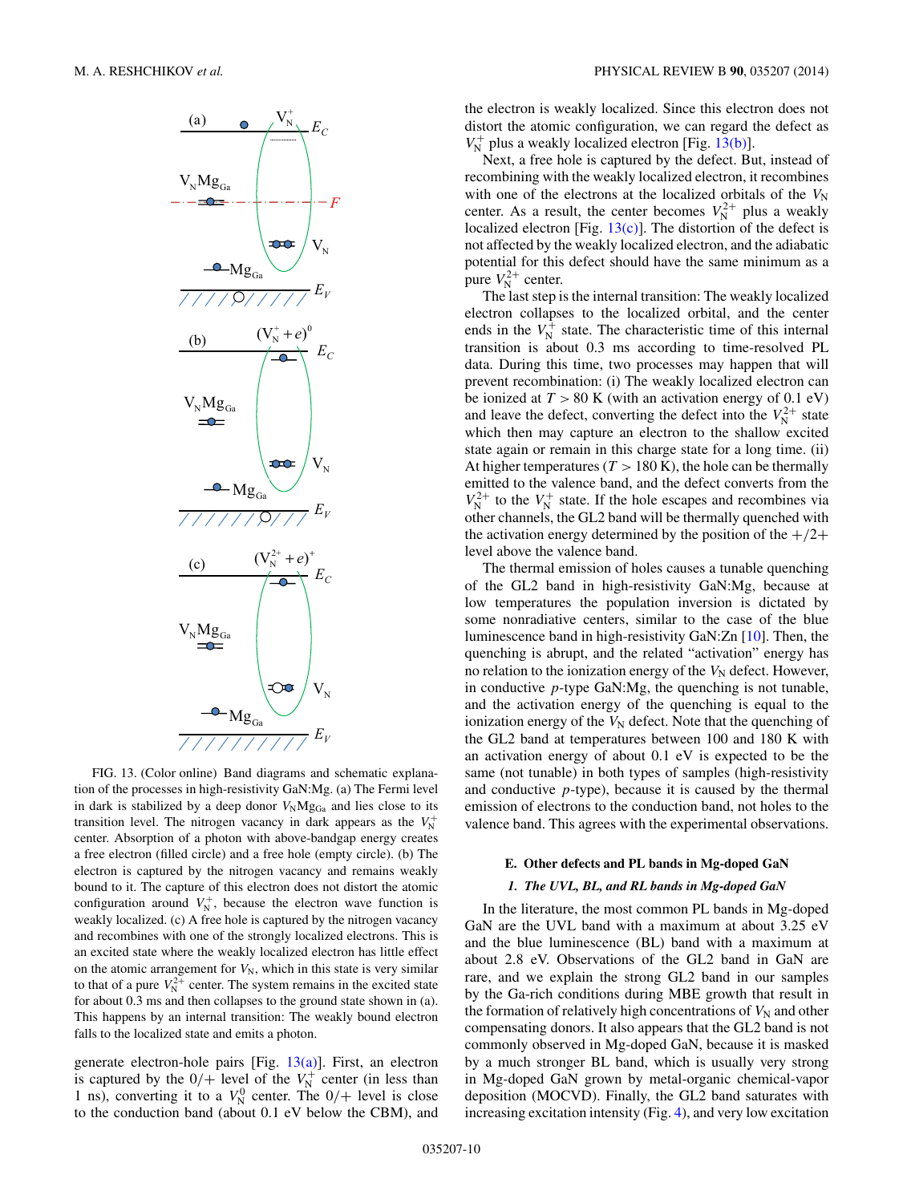FIG. 13. (Color online) Band diagrams and schematic explanation of the processes in high-resistivity GaN:Mg. (a) The Fermi level in dark is stabilized by a deep donor $V_N Mg_{Ga}$ and lies close to its transition level. The nitrogen vacancy in dark appears as the $V_N^+$ center. Absorption of a photon with above-bandgap energy creates a free electron (filled circle) and a free hole (empty circle). (b) The electron is captured by the nitrogen vacancy and remains weakly bound to it. The capture of this electron does not distort the atomic configuration around $V_N^+$, because the electron wave function is weakly localized. (c) A free hole is captured by the nitrogen vacancy and recombines with one of the strongly localized electrons. This is an excited state where the weakly localized electron has little effect on the atomic arrangement for $V_N$, which in this state is very similar to that of a pure $V_N^{2+}$ center. The system remains in the excited state for about 0.3 ms and then collapses to the ground state shown in (a). This happens by an internal transition: The weakly bound electron falls to the localized state and emits a photon.

generate electron-hole pairs [Fig. 13(a)]. First, an electron is captured by the 0/+ level of the $V_N^+$ center (in less than 1 ns), converting it to a $V_N^0$ center. The 0/+ level is close to the conduction band (about 0.1 eV below the CBM), and the electron is weakly localized. Since this electron does not distort the atomic configuration, we can regard the defect as $V_N^+$ plus a weakly localized electron [Fig. 13(b)].

Next, a free hole is captured by the defect. But, instead of recombining with the weakly localized electron, it recombines with one of the electrons at the localized orbitals of the $V_N$ center. As a result, the center becomes $V_N^{2+}$ plus a weakly localized electron [Fig. 13(c)]. The distortion of the defect is not affected by the weakly localized electron, and the adiabatic potential for this defect should have the same minimum as a pure $V_N^{2+}$ center.

The last step is the internal transition: The weakly localized electron collapses to the localized orbital, and the center ends in the $V_N^+$ state. The characteristic time of this internal transition is about 0.3 ms according to time-resolved PL data. During this time, two processes may happen that will prevent recombination: (i) The weakly localized electron can be ionized at $T > 80$ K (with an activation energy of 0.1 eV) and leave the defect, converting the defect into the $V_N^{2+}$ state which then may capture an electron to the shallow excited state again or remain in this charge state for a long time. (ii) At higher temperatures ($T > 180$ K), the hole can be thermally emitted to the valence band, and the defect converts from the $V_N^{2+}$ to the $V_N^+$ state. If the hole escapes and recombines via other channels, the GL2 band will be thermally quenched with the activation energy determined by the position of the +/2+ level above the valence band.

The thermal emission of holes causes a tunable quenching of the GL2 band in high-resistivity GaN:Mg, because at low temperatures the population inversion is dictated by some nonradiative centers, similar to the case of the blue luminescence band in high-resistivity GaN:Zn [10]. Then, the quenching is abrupt, and the related "activation" energy has no relation to the ionization energy of the $V_N$ defect. However, in conductive $p$-type GaN:Mg, the quenching is not tunable, and the activation energy of the quenching is equal to the ionization energy of the $V_N$ defect. Note that the quenching of the GL2 band at temperatures between 100 and 180 K with an activation energy of about 0.1 eV is expected to be the same (not tunable) in both types of samples (high-resistivity and conductive $p$-type), because it is caused by the thermal emission of electrons to the conduction band, not holes to the valence band. This agrees with the experimental observations.

## E. Other defects and PL bands in Mg-doped GaN

### *1. The UVL, BL, and RL bands in Mg-doped GaN*

In the literature, the most common PL bands in Mg-doped GaN are the UVL band with a maximum at about 3.25 eV and the blue luminescence (BL) band with a maximum at about 2.8 eV. Observations of the GL2 band in GaN are rare, and we explain the strong GL2 band in our samples by the Ga-rich conditions during MBE growth that result in the formation of relatively high concentrations of $V_N$ and other compensating donors. It also appears that the GL2 band is not commonly observed in Mg-doped GaN, because it is masked by a much stronger BL band, which is usually very strong in Mg-doped GaN grown by metal-organic chemical-vapor deposition (MOCVD). Finally, the GL2 band saturates with increasing excitation intensity (Fig. 4), and very low excitation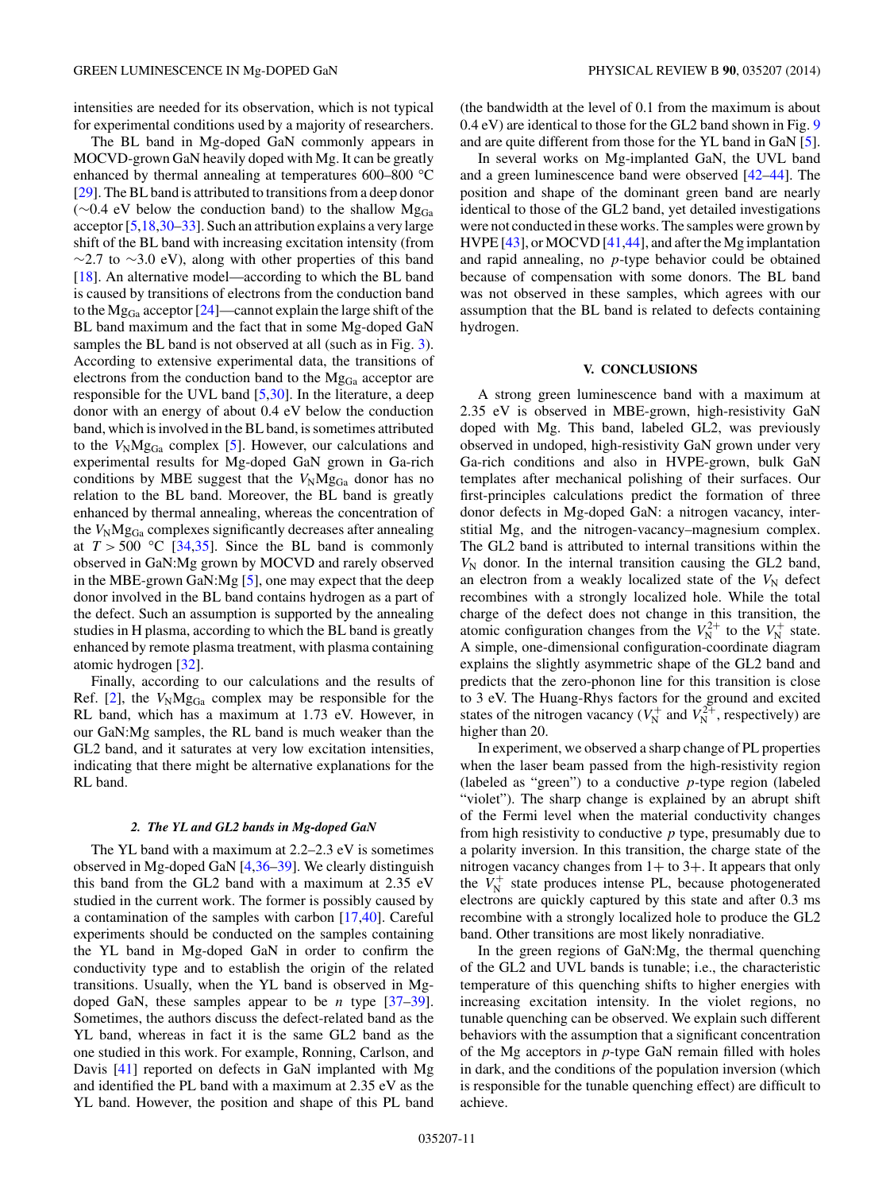intensities are needed for its observation, which is not typical for experimental conditions used by a majority of researchers.

The BL band in Mg-doped GaN commonly appears in MOCVD-grown GaN heavily doped with Mg. It can be greatly enhanced by thermal annealing at temperatures 600–800 °C [29]. The BL band is attributed to transitions from a deep donor (∼0.4 eV below the conduction band) to the shallow $Mg_{Ga}$ acceptor [5,18,30–33]. Such an attribution explains a very large shift of the BL band with increasing excitation intensity (from ∼2.7 to ∼3.0 eV), along with other properties of this band [18]. An alternative model—according to which the BL band is caused by transitions of electrons from the conduction band to the $Mg_{Ga}$ acceptor [24]—cannot explain the large shift of the BL band maximum and the fact that in some Mg-doped GaN samples the BL band is not observed at all (such as in Fig. 3). According to extensive experimental data, the transitions of electrons from the conduction band to the $Mg_{Ga}$ acceptor are responsible for the UVL band [5,30]. In the literature, a deep donor with an energy of about 0.4 eV below the conduction band, which is involved in the BL band, is sometimes attributed to the $V_N Mg_{Ga}$ complex [5]. However, our calculations and experimental results for Mg-doped GaN grown in Ga-rich conditions by MBE suggest that the $V_N Mg_{Ga}$ donor has no relation to the BL band. Moreover, the BL band is greatly enhanced by thermal annealing, whereas the concentration of the $V_N Mg_{Ga}$ complexes significantly decreases after annealing at $T > 500$ °C [34,35]. Since the BL band is commonly observed in GaN:Mg grown by MOCVD and rarely observed in the MBE-grown GaN:Mg [5], one may expect that the deep donor involved in the BL band contains hydrogen as a part of the defect. Such an assumption is supported by the annealing studies in H plasma, according to which the BL band is greatly enhanced by remote plasma treatment, with plasma containing atomic hydrogen [32].

Finally, according to our calculations and the results of Ref. [2], the $V_N Mg_{Ga}$ complex may be responsible for the RL band, which has a maximum at 1.73 eV. However, in our GaN:Mg samples, the RL band is much weaker than the GL2 band, and it saturates at very low excitation intensities, indicating that there might be alternative explanations for the RL band.

#### *2. The YL and GL2 bands in Mg-doped GaN*

The YL band with a maximum at 2.2–2.3 eV is sometimes observed in Mg-doped GaN [4,36–39]. We clearly distinguish this band from the GL2 band with a maximum at 2.35 eV studied in the current work. The former is possibly caused by a contamination of the samples with carbon [17,40]. Careful experiments should be conducted on the samples containing the YL band in Mg-doped GaN in order to confirm the conductivity type and to establish the origin of the related transitions. Usually, when the YL band is observed in Mg-doped GaN, these samples appear to be *n* type [37–39]. Sometimes, the authors discuss the defect-related band as the YL band, whereas in fact it is the same GL2 band as the one studied in this work. For example, Ronning, Carlson, and Davis [41] reported on defects in GaN implanted with Mg and identified the PL band with a maximum at 2.35 eV as the YL band. However, the position and shape of this PL band (the bandwidth at the level of 0.1 from the maximum is about 0.4 eV) are identical to those for the GL2 band shown in Fig. 9 and are quite different from those for the YL band in GaN [5].

In several works on Mg-implanted GaN, the UVL band and a green luminescence band were observed [42–44]. The position and shape of the dominant green band are nearly identical to those of the GL2 band, yet detailed investigations were not conducted in these works. The samples were grown by HVPE [43], or MOCVD [41,44], and after the Mg implantation and rapid annealing, no *p*-type behavior could be obtained because of compensation with some donors. The BL band was not observed in these samples, which agrees with our assumption that the BL band is related to defects containing hydrogen.

## V. CONCLUSIONS

A strong green luminescence band with a maximum at 2.35 eV is observed in MBE-grown, high-resistivity GaN doped with Mg. This band, labeled GL2, was previously observed in undoped, high-resistivity GaN grown under very Ga-rich conditions and also in HVPE-grown, bulk GaN templates after mechanical polishing of their surfaces. Our first-principles calculations predict the formation of three donor defects in Mg-doped GaN: a nitrogen vacancy, interstitial Mg, and the nitrogen-vacancy–magnesium complex. The GL2 band is attributed to internal transitions within the $V_N$ donor. In the internal transition causing the GL2 band, an electron from a weakly localized state of the $V_N$ defect recombines with a strongly localized hole. While the total charge of the defect does not change in this transition, the atomic configuration changes from the $V_N^{2+}$ to the $V_N^{+}$ state. A simple, one-dimensional configuration-coordinate diagram explains the slightly asymmetric shape of the GL2 band and predicts that the zero-phonon line for this transition is close to 3 eV. The Huang-Rhys factors for the ground and excited states of the nitrogen vacancy ($V_N^{+}$ and $V_N^{2+}$, respectively) are higher than 20.

In experiment, we observed a sharp change of PL properties when the laser beam passed from the high-resistivity region (labeled as "green") to a conductive *p*-type region (labeled "violet"). The sharp change is explained by an abrupt shift of the Fermi level when the material conductivity changes from high resistivity to conductive *p* type, presumably due to a polarity inversion. In this transition, the charge state of the nitrogen vacancy changes from 1+ to 3+. It appears that only the $V_N^{+}$ state produces intense PL, because photogenerated electrons are quickly captured by this state and after 0.3 ms recombine with a strongly localized hole to produce the GL2 band. Other transitions are most likely nonradiative.

In the green regions of GaN:Mg, the thermal quenching of the GL2 and UVL bands is tunable; i.e., the characteristic temperature of this quenching shifts to higher energies with increasing excitation intensity. In the violet regions, no tunable quenching can be observed. We explain such different behaviors with the assumption that a significant concentration of the Mg acceptors in *p*-type GaN remain filled with holes in dark, and the conditions of the population inversion (which is responsible for the tunable quenching effect) are difficult to achieve.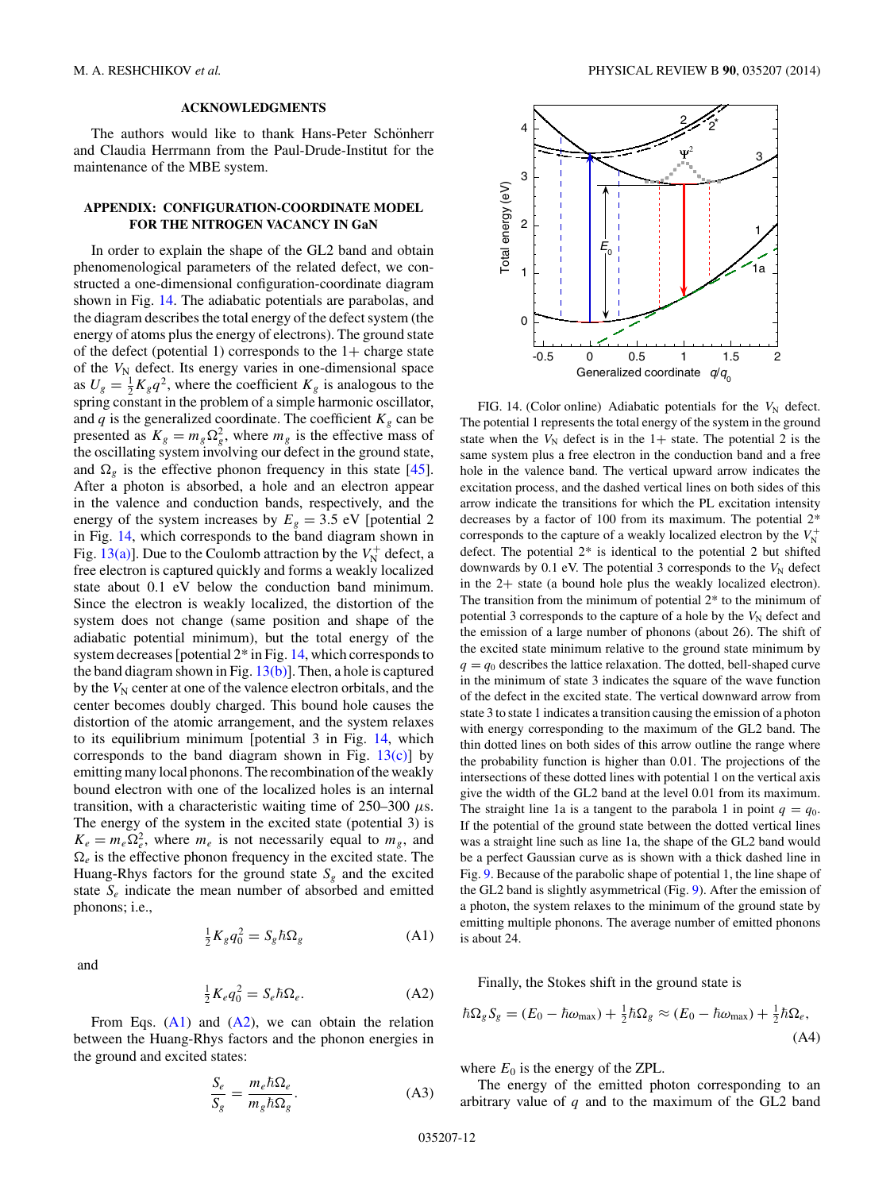## ACKNOWLEDGMENTS

The authors would like to thank Hans-Peter Schönherr and Claudia Herrmann from the Paul-Drude-Institut for the maintenance of the MBE system.

## APPENDIX: CONFIGURATION-COORDINATE MODEL FOR THE NITROGEN VACANCY IN GaN

In order to explain the shape of the GL2 band and obtain phenomenological parameters of the related defect, we constructed a one-dimensional configuration-coordinate diagram shown in Fig. 14. The adiabatic potentials are parabolas, and the diagram describes the total energy of the defect system (the energy of atoms plus the energy of electrons). The ground state of the defect (potential 1) corresponds to the 1+ charge state of the $V_N$ defect. Its energy varies in one-dimensional space as $U_g = \frac{1}{2}K_g q^2$, where the coefficient $K_g$ is analogous to the spring constant in the problem of a simple harmonic oscillator, and $q$ is the generalized coordinate. The coefficient $K_g$ can be presented as $K_g = m_g \Omega_g^2$, where $m_g$ is the effective mass of the oscillating system involving our defect in the ground state, and $\Omega_g$ is the effective phonon frequency in this state [45]. After a photon is absorbed, a hole and an electron appear in the valence and conduction bands, respectively, and the energy of the system increases by $E_g = 3.5$ eV [potential 2 in Fig. 14, which corresponds to the band diagram shown in Fig. 13(a)]. Due to the Coulomb attraction by the $V_N^+$ defect, a free electron is captured quickly and forms a weakly localized state about 0.1 eV below the conduction band minimum. Since the electron is weakly localized, the distortion of the system does not change (same position and shape of the adiabatic potential minimum), but the total energy of the system decreases [potential 2* in Fig. 14, which corresponds to the band diagram shown in Fig. 13(b)]. Then, a hole is captured by the $V_N$ center at one of the valence electron orbitals, and the center becomes doubly charged. This bound hole causes the distortion of the atomic arrangement, and the system relaxes to its equilibrium minimum [potential 3 in Fig. 14, which corresponds to the band diagram shown in Fig. 13(c)] by emitting many local phonons. The recombination of the weakly bound electron with one of the localized holes is an internal transition, with a characteristic waiting time of 250–300 μs. The energy of the system in the excited state (potential 3) is $K_e = m_e \Omega_e^2$, where $m_e$ is not necessarily equal to $m_g$, and $\Omega_e$ is the effective phonon frequency in the excited state. The Huang-Rhys factors for the ground state $S_g$ and the excited state $S_e$ indicate the mean number of absorbed and emitted phonons; i.e.,

$$\tfrac{1}{2}K_g q_0^2 = S_g \hbar\Omega_g \tag{A1}$$

and

$$\tfrac{1}{2}K_e q_0^2 = S_e \hbar\Omega_e. \tag{A2}$$

From Eqs. (A1) and (A2), we can obtain the relation between the Huang-Rhys factors and the phonon energies in the ground and excited states:

$$\frac{S_e}{S_g} = \frac{m_e \hbar\Omega_e}{m_g \hbar\Omega_g}. \tag{A3}$$

FIG. 14. (Color online) Adiabatic potentials for the $V_N$ defect. The potential 1 represents the total energy of the system in the ground state when the $V_N$ defect is in the 1+ state. The potential 2 is the same system plus a free electron in the conduction band and a free hole in the valence band. The vertical upward arrow indicates the excitation process, and the dashed vertical lines on both sides of this arrow indicate the transitions for which the PL excitation intensity decreases by a factor of 100 from its maximum. The potential 2* corresponds to the capture of a weakly localized electron by the $V_N^+$ defect. The potential 2* is identical to the potential 2 but shifted downwards by 0.1 eV. The potential 3 corresponds to the $V_N$ defect in the 2+ state (a bound hole plus the weakly localized electron). The transition from the minimum of potential 2* to the minimum of potential 3 corresponds to the capture of a hole by the $V_N$ defect and the emission of a large number of phonons (about 26). The shift of the excited state minimum relative to the ground state minimum by $q = q_0$ describes the lattice relaxation. The dotted, bell-shaped curve in the minimum of state 3 indicates the square of the wave function of the defect in the excited state. The vertical downward arrow from state 3 to state 1 indicates a transition causing the emission of a photon with energy corresponding to the maximum of the GL2 band. The thin dotted lines on both sides of this arrow outline the range where the probability function is higher than 0.01. The projections of the intersections of these dotted lines with potential 1 on the vertical axis give the width of the GL2 band at the level 0.01 from its maximum. The straight line 1a is a tangent to the parabola 1 in point $q = q_0$. If the potential of the ground state between the dotted vertical lines was a straight line such as line 1a, the shape of the GL2 band would be a perfect Gaussian curve as is shown with a thick dashed line in Fig. 9. Because of the parabolic shape of potential 1, the line shape of the GL2 band is slightly asymmetrical (Fig. 9). After the emission of a photon, the system relaxes to the minimum of the ground state by emitting multiple phonons. The average number of emitted phonons is about 24.

Finally, the Stokes shift in the ground state is

$$\hbar\Omega_g S_g = (E_0 - \hbar\omega_{\max}) + \tfrac{1}{2}\hbar\Omega_g \approx (E_0 - \hbar\omega_{\max}) + \tfrac{1}{2}\hbar\Omega_e, \tag{A4}$$

where $E_0$ is the energy of the ZPL.

The energy of the emitted photon corresponding to an arbitrary value of $q$ and to the maximum of the GL2 band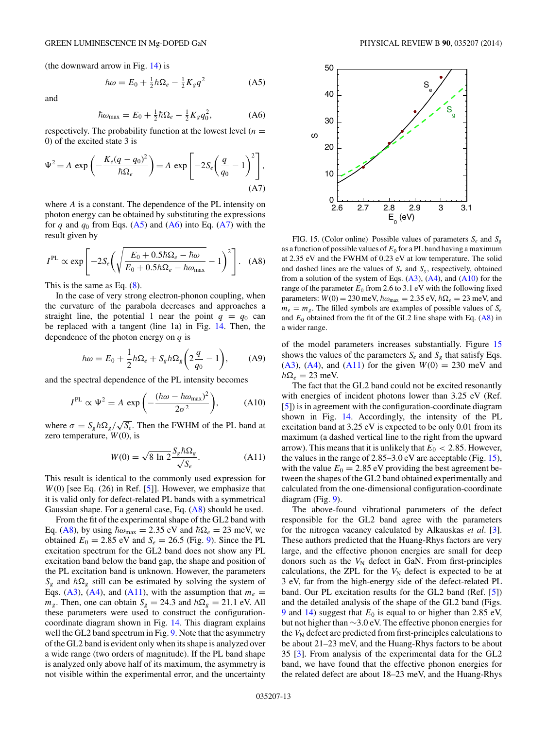(the downward arrow in Fig. 14) is

$$\hbar\omega = E_0 + \tfrac{1}{2}\hbar\Omega_e - \tfrac{1}{2}K_g q^2 \tag{A5}$$

and

$$\hbar\omega_{\max} = E_0 + \tfrac{1}{2}\hbar\Omega_e - \tfrac{1}{2}K_g q_0^2, \tag{A6}$$

respectively. The probability function at the lowest level ($n = 0$) of the excited state 3 is

$$\Psi^2 = A\ \exp\left(-\frac{K_e(q-q_0)^2}{\hbar\Omega_e}\right) = A\ \exp\left[-2S_e\left(\frac{q}{q_0}-1\right)^2\right], \tag{A7}$$

where $A$ is a constant. The dependence of the PL intensity on photon energy can be obtained by substituting the expressions for $q$ and $q_0$ from Eqs. (A5) and (A6) into Eq. (A7) with the result given by

$$I^{\mathrm{PL}} \propto \exp\left[-2S_e\left(\sqrt{\frac{E_0 + 0.5\hbar\Omega_e - \hbar\omega}{E_0 + 0.5\hbar\Omega_e - \hbar\omega_{\max}}} - 1\right)^2\right]. \tag{A8}$$

This is the same as Eq. (8).

In the case of very strong electron-phonon coupling, when the curvature of the parabola decreases and approaches a straight line, the potential 1 near the point $q = q_0$ can be replaced with a tangent (line 1a) in Fig. 14. Then, the dependence of the photon energy on $q$ is

$$\hbar\omega = E_0 + \frac{1}{2}\hbar\Omega_e + S_g\hbar\Omega_g\left(2\frac{q}{q_0} - 1\right), \tag{A9}$$

and the spectral dependence of the PL intensity becomes

$$I^{\mathrm{PL}} \propto \Psi^2 = A\ \exp\left(-\frac{(\hbar\omega - \hbar\omega_{\max})^2}{2\sigma^2}\right), \tag{A10}$$

where $\sigma = S_g\hbar\Omega_g/\sqrt{S_e}$. Then the FWHM of the PL band at zero temperature, $W(0)$, is

$$W(0) = \sqrt{8\ \ln 2}\,\frac{S_g\hbar\Omega_g}{\sqrt{S_e}}. \tag{A11}$$

This result is identical to the commonly used expression for $W(0)$ [see Eq. (26) in Ref. [5]]. However, we emphasize that it is valid only for defect-related PL bands with a symmetrical Gaussian shape. For a general case, Eq. (A8) should be used.

From the fit of the experimental shape of the GL2 band with Eq. (A8), by using $\hbar\omega_{\max} = 2.35$ eV and $\hbar\Omega_e = 23$ meV, we obtained $E_0 = 2.85$ eV and $S_e = 26.5$ (Fig. 9). Since the PL excitation spectrum for the GL2 band does not show any PL excitation band below the band gap, the shape and position of the PL excitation band is unknown. However, the parameters $S_g$ and $\hbar\Omega_g$ still can be estimated by solving the system of Eqs. (A3), (A4), and (A11), with the assumption that $m_e = m_g$. Then, one can obtain $S_g = 24.3$ and $\hbar\Omega_g = 21.1$ eV. All these parameters were used to construct the configuration-coordinate diagram shown in Fig. 14. This diagram explains well the GL2 band spectrum in Fig. 9. Note that the asymmetry of the GL2 band is evident only when its shape is analyzed over a wide range (two orders of magnitude). If the PL band shape is analyzed only above half of its maximum, the asymmetry is not visible within the experimental error, and the uncertainty of the model parameters increases substantially. Figure 15 shows the values of the parameters $S_e$ and $S_g$ that satisfy Eqs. (A3), (A4), and (A11) for the given $W(0) = 230$ meV and $\hbar\Omega_e = 23$ meV.

FIG. 15. (Color online) Possible values of parameters $S_e$ and $S_g$ as a function of possible values of $E_0$ for a PL band having a maximum at 2.35 eV and the FWHM of 0.23 eV at low temperature. The solid and dashed lines are the values of $S_e$ and $S_g$, respectively, obtained from a solution of the system of Eqs. (A3), (A4), and (A10) for the range of the parameter $E_0$ from 2.6 to 3.1 eV with the following fixed parameters: $W(0) = 230$ meV, $\hbar\omega_{\max} = 2.35$ eV, $\hbar\Omega_e = 23$ meV, and $m_e = m_g$. The filled symbols are examples of possible values of $S_e$ and $E_0$ obtained from the fit of the GL2 line shape with Eq. (A8) in a wider range.

The fact that the GL2 band could not be excited resonantly with energies of incident photons lower than 3.25 eV (Ref. [5]) is in agreement with the configuration-coordinate diagram shown in Fig. 14. Accordingly, the intensity of the PL excitation band at 3.25 eV is expected to be only 0.01 from its maximum (a dashed vertical line to the right from the upward arrow). This means that it is unlikely that $E_0 < 2.85$. However, the values in the range of 2.85–3.0 eV are acceptable (Fig. 15), with the value $E_0 = 2.85$ eV providing the best agreement between the shapes of the GL2 band obtained experimentally and calculated from the one-dimensional configuration-coordinate diagram (Fig. 9).

The above-found vibrational parameters of the defect responsible for the GL2 band agree with the parameters for the nitrogen vacancy calculated by Alkauskas *et al.* [3]. These authors predicted that the Huang-Rhys factors are very large, and the effective phonon energies are small for deep donors such as the $V_N$ defect in GaN. From first-principles calculations, the ZPL for the $V_N$ defect is expected to be at 3 eV, far from the high-energy side of the defect-related PL band. Our PL excitation results for the GL2 band (Ref. [5]) and the detailed analysis of the shape of the GL2 band (Figs. 9 and 14) suggest that $E_0$ is equal to or higher than 2.85 eV, but not higher than ~3.0 eV. The effective phonon energies for the $V_N$ defect are predicted from first-principles calculations to be about 21–23 meV, and the Huang-Rhys factors to be about 35 [3]. From analysis of the experimental data for the GL2 band, we have found that the effective phonon energies for the related defect are about 18–23 meV, and the Huang-Rhys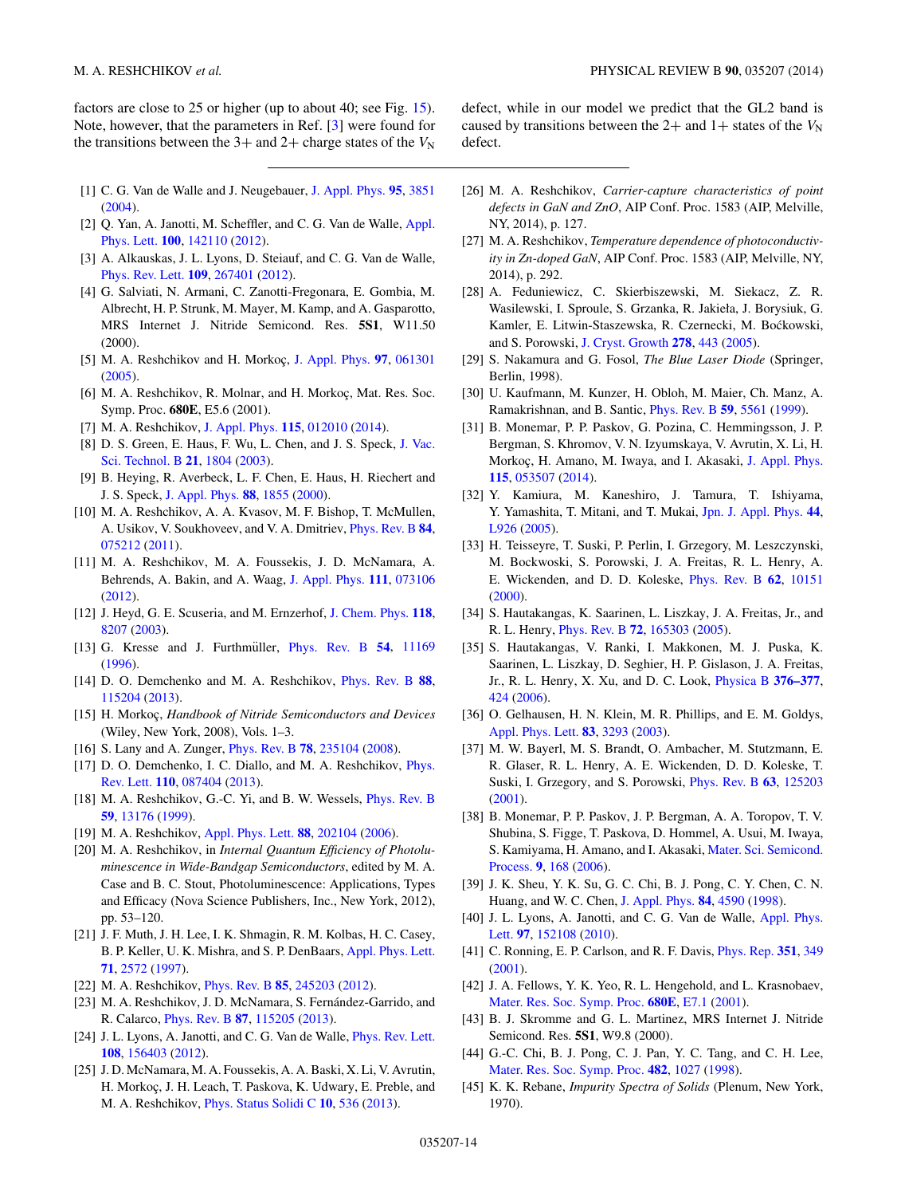factors are close to 25 or higher (up to about 40; see Fig. 15). Note, however, that the parameters in Ref. [3] were found for the transitions between the 3+ and 2+ charge states of the $V_N$ defect, while in our model we predict that the GL2 band is caused by transitions between the 2+ and 1+ states of the $V_N$ defect.

---

[1] C. G. Van de Walle and J. Neugebauer, J. Appl. Phys. **95**, 3851 (2004).

[2] Q. Yan, A. Janotti, M. Scheffler, and C. G. Van de Walle, Appl. Phys. Lett. **100**, 142110 (2012).

[3] A. Alkauskas, J. L. Lyons, D. Steiauf, and C. G. Van de Walle, Phys. Rev. Lett. **109**, 267401 (2012).

[4] G. Salviati, N. Armani, C. Zanotti-Fregonara, E. Gombia, M. Albrecht, H. P. Strunk, M. Mayer, M. Kamp, and A. Gasparotto, MRS Internet J. Nitride Semicond. Res. **5S1**, W11.50 (2000).

[5] M. A. Reshchikov and H. Morkoç, J. Appl. Phys. **97**, 061301 (2005).

[6] M. A. Reshchikov, R. Molnar, and H. Morkoç, Mat. Res. Soc. Symp. Proc. **680E**, E5.6 (2001).

[7] M. A. Reshchikov, J. Appl. Phys. **115**, 012010 (2014).

[8] D. S. Green, E. Haus, F. Wu, L. Chen, and J. S. Speck, J. Vac. Sci. Technol. B **21**, 1804 (2003).

[9] B. Heying, R. Averbeck, L. F. Chen, E. Haus, H. Riechert and J. S. Speck, J. Appl. Phys. **88**, 1855 (2000).

[10] M. A. Reshchikov, A. A. Kvasov, M. F. Bishop, T. McMullen, A. Usikov, V. Soukhoveev, and V. A. Dmitriev, Phys. Rev. B **84**, 075212 (2011).

[11] M. A. Reshchikov, M. A. Foussekis, J. D. McNamara, A. Behrends, A. Bakin, and A. Waag, J. Appl. Phys. **111**, 073106 (2012).

[12] J. Heyd, G. E. Scuseria, and M. Ernzerhof, J. Chem. Phys. **118**, 8207 (2003).

[13] G. Kresse and J. Furthmüller, Phys. Rev. B **54**, 11169 (1996).

[14] D. O. Demchenko and M. A. Reshchikov, Phys. Rev. B **88**, 115204 (2013).

[15] H. Morkoç, *Handbook of Nitride Semiconductors and Devices* (Wiley, New York, 2008), Vols. 1–3.

[16] S. Lany and A. Zunger, Phys. Rev. B **78**, 235104 (2008).

[17] D. O. Demchenko, I. C. Diallo, and M. A. Reshchikov, Phys. Rev. Lett. **110**, 087404 (2013).

[18] M. A. Reshchikov, G.-C. Yi, and B. W. Wessels, Phys. Rev. B **59**, 13176 (1999).

[19] M. A. Reshchikov, Appl. Phys. Lett. **88**, 202104 (2006).

[20] M. A. Reshchikov, in *Internal Quantum Efficiency of Photoluminescence in Wide-Bandgap Semiconductors*, edited by M. A. Case and B. C. Stout, Photoluminescence: Applications, Types and Efficacy (Nova Science Publishers, Inc., New York, 2012), pp. 53–120.

[21] J. F. Muth, J. H. Lee, I. K. Shmagin, R. M. Kolbas, H. C. Casey, B. P. Keller, U. K. Mishra, and S. P. DenBaars, Appl. Phys. Lett. **71**, 2572 (1997).

[22] M. A. Reshchikov, Phys. Rev. B **85**, 245203 (2012).

[23] M. A. Reshchikov, J. D. McNamara, S. Fernández-Garrido, and R. Calarco, Phys. Rev. B **87**, 115205 (2013).

[24] J. L. Lyons, A. Janotti, and C. G. Van de Walle, Phys. Rev. Lett. **108**, 156403 (2012).

[25] J. D. McNamara, M. A. Foussekis, A. A. Baski, X. Li, V. Avrutin, H. Morkoç, J. H. Leach, T. Paskova, K. Udwary, E. Preble, and M. A. Reshchikov, Phys. Status Solidi C **10**, 536 (2013).

[26] M. A. Reshchikov, *Carrier-capture characteristics of point defects in GaN and ZnO*, AIP Conf. Proc. 1583 (AIP, Melville, NY, 2014), p. 127.

[27] M. A. Reshchikov, *Temperature dependence of photoconductivity in Zn-doped GaN*, AIP Conf. Proc. 1583 (AIP, Melville, NY, 2014), p. 292.

[28] A. Feduniewicz, C. Skierbiszewski, M. Siekacz, Z. R. Wasilewski, I. Sproule, S. Grzanka, R. Jakieła, J. Borysiuk, G. Kamler, E. Litwin-Staszewska, R. Czernecki, M. Boćkowski, and S. Porowski, J. Cryst. Growth **278**, 443 (2005).

[29] S. Nakamura and G. Fosol, *The Blue Laser Diode* (Springer, Berlin, 1998).

[30] U. Kaufmann, M. Kunzer, H. Obloh, M. Maier, Ch. Manz, A. Ramakrishnan, and B. Santic, Phys. Rev. B **59**, 5561 (1999).

[31] B. Monemar, P. P. Paskov, G. Pozina, C. Hemmingsson, J. P. Bergman, S. Khromov, V. N. Izyumskaya, V. Avrutin, X. Li, H. Morkoç, H. Amano, M. Iwaya, and I. Akasaki, J. Appl. Phys. **115**, 053507 (2014).

[32] Y. Kamiura, M. Kaneshiro, J. Tamura, T. Ishiyama, Y. Yamashita, T. Mitani, and T. Mukai, Jpn. J. Appl. Phys. **44**, L926 (2005).

[33] H. Teisseyre, T. Suski, P. Perlin, I. Grzegory, M. Leszczynski, M. Bockwoski, S. Porowski, J. A. Freitas, R. L. Henry, A. E. Wickenden, and D. D. Koleske, Phys. Rev. B **62**, 10151 (2000).

[34] S. Hautakangas, K. Saarinen, L. Liszkay, J. A. Freitas, Jr., and R. L. Henry, Phys. Rev. B **72**, 165303 (2005).

[35] S. Hautakangas, V. Ranki, I. Makkonen, M. J. Puska, K. Saarinen, L. Liszkay, D. Seghier, H. P. Gislason, J. A. Freitas, Jr., R. L. Henry, X. Xu, and D. C. Look, Physica B **376–377**, 424 (2006).

[36] O. Gelhausen, H. N. Klein, M. R. Phillips, and E. M. Goldys, Appl. Phys. Lett. **83**, 3293 (2003).

[37] M. W. Bayerl, M. S. Brandt, O. Ambacher, M. Stutzmann, E. R. Glaser, R. L. Henry, A. E. Wickenden, D. D. Koleske, T. Suski, I. Grzegory, and S. Porowski, Phys. Rev. B **63**, 125203 (2001).

[38] B. Monemar, P. P. Paskov, J. P. Bergman, A. A. Toropov, T. V. Shubina, S. Figge, T. Paskova, D. Hommel, A. Usui, M. Iwaya, S. Kamiyama, H. Amano, and I. Akasaki, Mater. Sci. Semicond. Process. **9**, 168 (2006).

[39] J. K. Sheu, Y. K. Su, G. C. Chi, B. J. Pong, C. Y. Chen, C. N. Huang, and W. C. Chen, J. Appl. Phys. **84**, 4590 (1998).

[40] J. L. Lyons, A. Janotti, and C. G. Van de Walle, Appl. Phys. Lett. **97**, 152108 (2010).

[41] C. Ronning, E. P. Carlson, and R. F. Davis, Phys. Rep. **351**, 349 (2001).

[42] J. A. Fellows, Y. K. Yeo, R. L. Hengehold, and L. Krasnobaev, Mater. Res. Soc. Symp. Proc. **680E**, E7.1 (2001).

[43] B. J. Skromme and G. L. Martinez, MRS Internet J. Nitride Semicond. Res. **5S1**, W9.8 (2000).

[44] G.-C. Chi, B. J. Pong, C. J. Pan, Y. C. Tang, and C. H. Lee, Mater. Res. Soc. Symp. Proc. **482**, 1027 (1998).

[45] K. K. Rebane, *Impurity Spectra of Solids* (Plenum, New York, 1970).